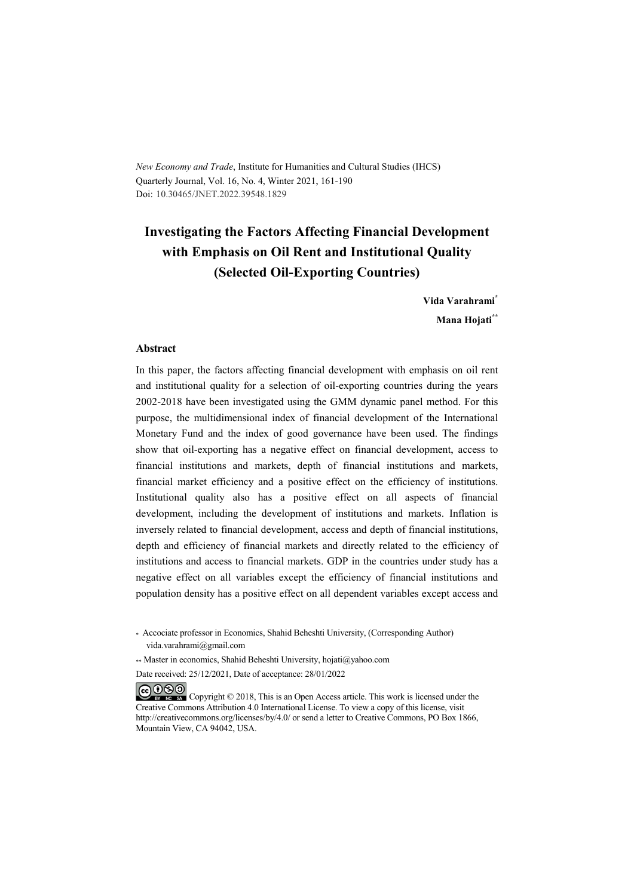*New Economy and Trade*, Institute for Humanities and Cultural Studies (IHCS)
Quarterly Journal, Vol. 16, No. 4, Winter 2021, 161-190
Doi: 10.30465/JNET.2022.39548.1829

# Investigating the Factors Affecting Financial Development with Emphasis on Oil Rent and Institutional Quality (Selected Oil-Exporting Countries)

**Vida Varahrami**[*]

**Mana Hojati**[**]

### Abstract

In this paper, the factors affecting financial development with emphasis on oil rent and institutional quality for a selection of oil-exporting countries during the years 2002-2018 have been investigated using the GMM dynamic panel method. For this purpose, the multidimensional index of financial development of the International Monetary Fund and the index of good governance have been used. The findings show that oil-exporting has a negative effect on financial development, access to financial institutions and markets, depth of financial institutions and markets, financial market efficiency and a positive effect on the efficiency of institutions. Institutional quality also has a positive effect on all aspects of financial development, including the development of institutions and markets. Inflation is inversely related to financial development, access and depth of financial institutions, depth and efficiency of financial markets and directly related to the efficiency of institutions and access to financial markets. GDP in the countries under study has a negative effect on all variables except the efficiency of financial institutions and population density has a positive effect on all dependent variables except access and

[*] Accociate professor in Economics, Shahid Beheshti University, (Corresponding Author) vida.varahrami@gmail.com

[**] Master in economics, Shahid Beheshti University, hojati@yahoo.com

Date received: 25/12/2021, Date of acceptance: 28/01/2022

Copyright © 2018, This is an Open Access article. This work is licensed under the Creative Commons Attribution 4.0 International License. To view a copy of this license, visit http://creativecommons.org/licenses/by/4.0/ or send a letter to Creative Commons, PO Box 1866, Mountain View, CA 94042, USA.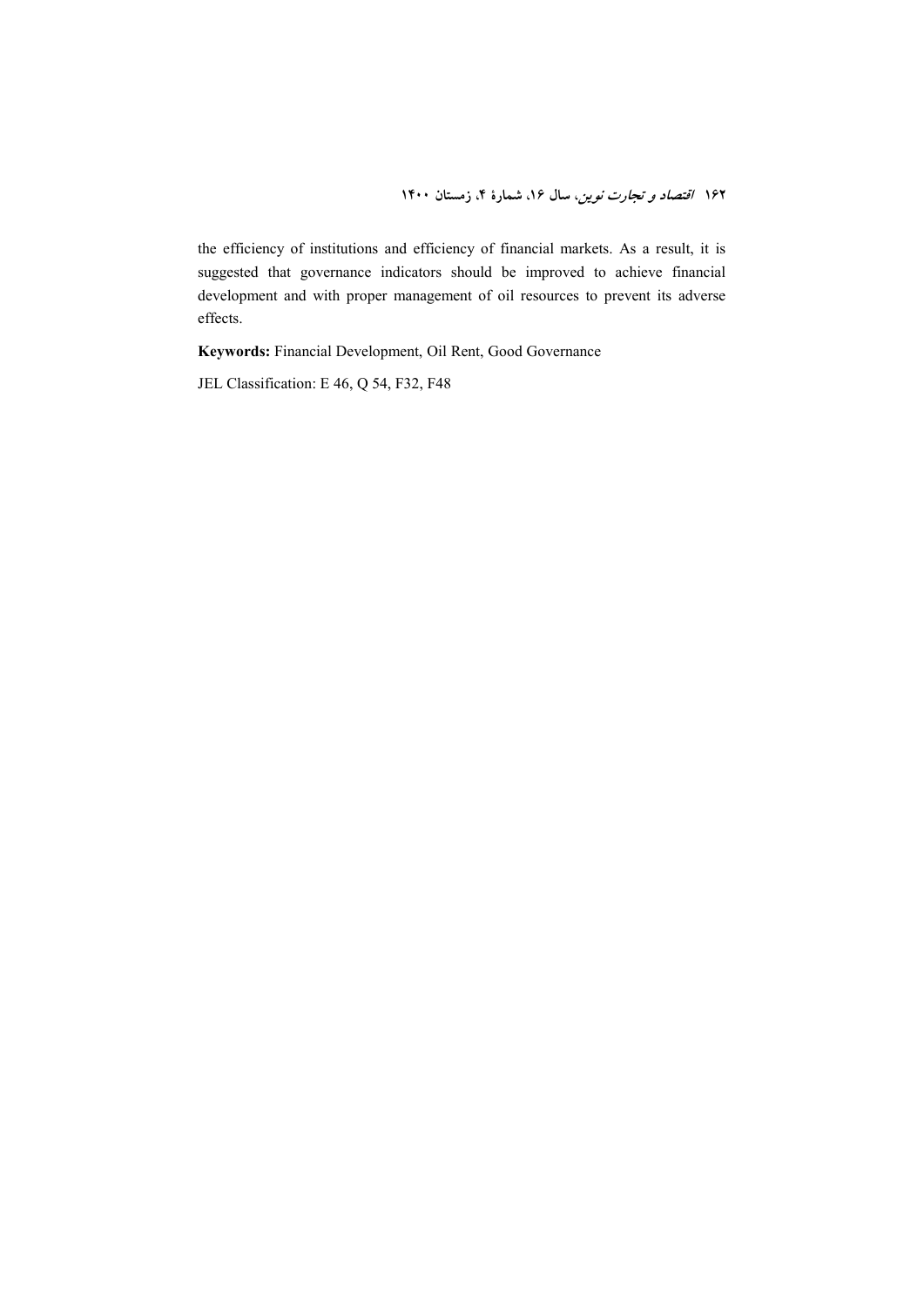the efficiency of institutions and efficiency of financial markets. As a result, it is suggested that governance indicators should be improved to achieve financial development and with proper management of oil resources to prevent its adverse effects.

**Keywords:** Financial Development, Oil Rent, Good Governance

JEL Classification: E 46, Q 54, F32, F48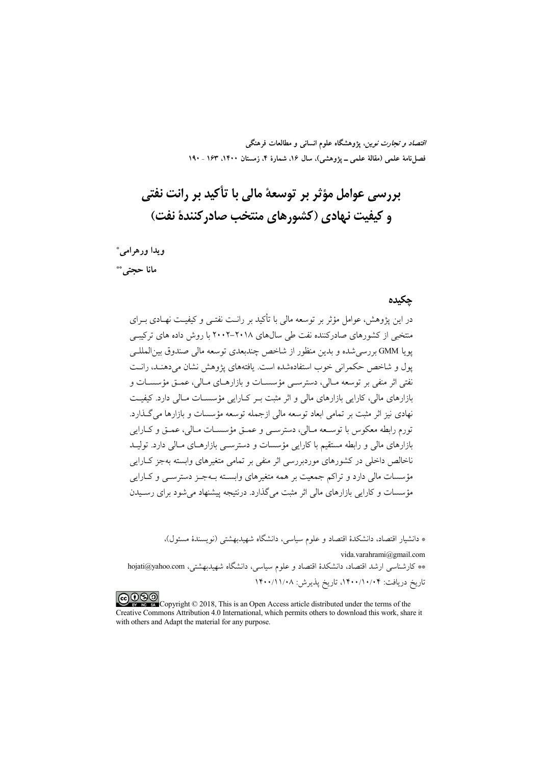# بررسی عوامل مؤثر بر توسعهٔ مالی با تأکید بر رانت نفتی و کیفیت نهادی (کشورهای منتخب صادرکنندهٔ نفت)

**ویدا ورهرامی**[*]

**مانا حجتی**[**]

## چکیده

در این پژوهش، عوامل مؤثر بر توسعه مالی با تأکید بر رانـت نفتـی و کیفیـت نهـادی بـرای منتخبی از کشورهای صادرکننده نفت طی سال‌های ۲۰۱۸–۲۰۰۲ با روش داده های ترکیبـی پویا GMM بررسی‌شده و بدین منظور از شاخص چندبعدی توسعه مالی صندوق بین‌المللـی پول و شاخص حکمرانی خوب استفاده‌شده است. یافته‌های پژوهش نشان می‌دهنـد، رانـت نفتی اثر منفی بر توسعه مـالی، دسترسـی مؤسسـات و بازارهـای مـالی، عمـق مؤسسـات و بازارهای مالی، کارایی بازارهای مالی و اثر مثبت بـر کـارایی مؤسسـات مـالی دارد. کیفیـت نهادی نیز اثر مثبت بر تمامی ابعاد توسعه مالی ازجمله توسعه مؤسسات و بازارها می‌گـذارد. تورم رابطه معکوس با توسـعه مـالی، دسترسـی و عمـق مؤسسـات مـالی، عمـق و کـارایی بازارهای مالی و رابطه مستقیم با کارایی مؤسسات و دسترسـی بازارهـای مـالی دارد. تولیـد ناخالص داخلی در کشورهای موردبررسی اثر منفی بر تمامی متغیرهای وابسته به‌جز کـارایی مؤسسات مالی دارد و تراکم جمعیت بر همه متغیرهای وابسـته بـه‌جـز دسترسـی و کـارایی مؤسسات و کارایی بازارهای مالی اثر مثبت می‌گذارد. درنتیجه پیشنهاد می‌شود برای رسـیدن

---

[*] دانشیار اقتصاد، دانشکدهٔ اقتصاد و علوم سیاسی، دانشگاه شهیدبهشتی (نویسندهٔ مسئول)، vida.varahrami@gmail.com

[**] کارشناسی ارشد اقتصاد، دانشکدهٔ اقتصاد و علوم سیاسی، دانشگاه شهیدبهشتی، hojati@yahoo.com

تاریخ دریافت: ۱۴۰۰/۱۰/۰۴، تاریخ پذیرش: ۱۴۰۰/۱۱/۰۸

Copyright © 2018, This is an Open Access article distributed under the terms of the Creative Commons Attribution 4.0 International, which permits others to download this work, share it with others and Adapt the material for any purpose.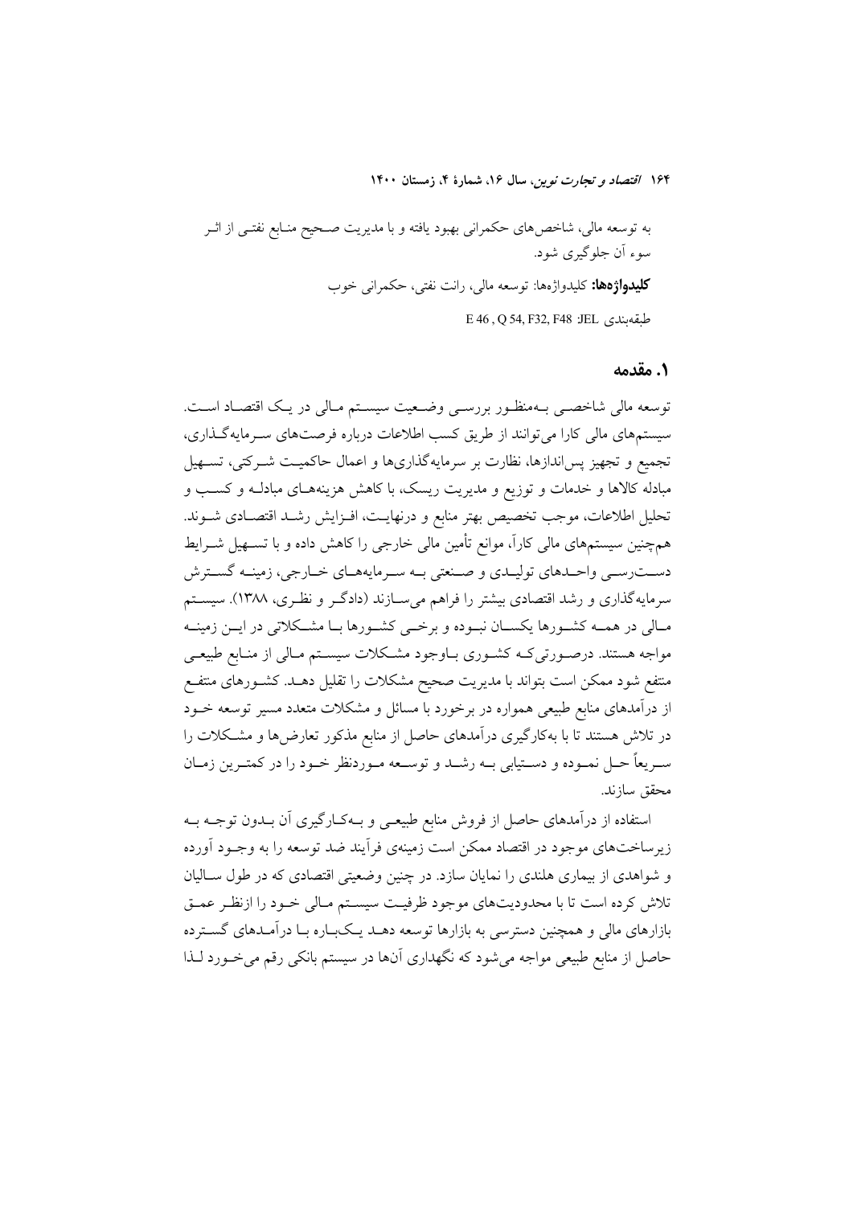به توسعه مالی، شاخص‌های حکمرانی بهبود یافته و با مدیریت صحیح منابع نفتی از اثر سوء آن جلوگیری شود.

**کلیدواژه‌ها:** کلیدواژه‌ها: توسعه مالی، رانت نفتی، حکمرانی خوب

طبقه‌بندی JEL: E 46 , Q 54, F32, F48

## ۱. مقدمه

توسعه مالی شاخصی به‌منظور بررسی وضعیت سیستم مالی در یک اقتصاد است. سیستم‌های مالی کارا می‌توانند از طریق کسب اطلاعات درباره فرصت‌های سرمایه‌گذاری، تجمیع و تجهیز پس‌اندازها، نظارت بر سرمایه‌گذاری‌ها و اعمال حاکمیت شرکتی، تسهیل مبادله کالاها و خدمات و توزیع و مدیریت ریسک، با کاهش هزینه‌های مبادله و کسب و تحلیل اطلاعات، موجب تخصیص بهتر منابع و درنهایت، افزایش رشد اقتصادی شوند. همچنین سیستم‌های مالی کاراً، موانع تأمین مالی خارجی را کاهش داده و با تسهیل شرایط دسترسی واحدهای تولیدی و صنعتی به سرمایه‌های خارجی، زمینه گسترش سرمایه‌گذاری و رشد اقتصادی بیشتر را فراهم می‌سازند (دادگر و نظری، ۱۳۸۸). سیستم مالی در همه کشورها یکسان نبوده و برخی کشورها با مشکلاتی در این زمینه مواجه هستند. درصورتی‌که کشوری باوجود مشکلات سیستم مالی از منابع طبیعی منتفع شود ممکن است بتواند با مدیریت صحیح مشکلات را تقلیل دهد. کشورهای منتفع از درآمدهای منابع طبیعی همواره در برخورد با مسائل و مشکلات متعدد مسیر توسعه خود در تلاش هستند تا با به‌کارگیری درآمدهای حاصل از منابع مذکور تعارض‌ها و مشکلات را سریعاً حل نموده و دستیابی به رشد و توسعه موردنظر خود را در کمترین زمان محقق سازند.

استفاده از درآمدهای حاصل از فروش منابع طبیعی و به‌کارگیری آن بدون توجه به زیرساخت‌های موجود در اقتصاد ممکن است زمینه‌ی فرآیند ضد توسعه را به وجود آورده و شواهدی از بیماری هلندی را نمایان سازد. در چنین وضعیتی اقتصادی که در طول سالیان تلاش کرده است تا با محدودیت‌های موجود ظرفیت سیستم مالی خود را ازنظر عمق بازارهای مالی و همچنین دسترسی به بازارها توسعه دهد یک‌باره با درآمدهای گسترده حاصل از منابع طبیعی مواجه می‌شود که نگهداری آن‌ها در سیستم بانکی رقم می‌خورد لذا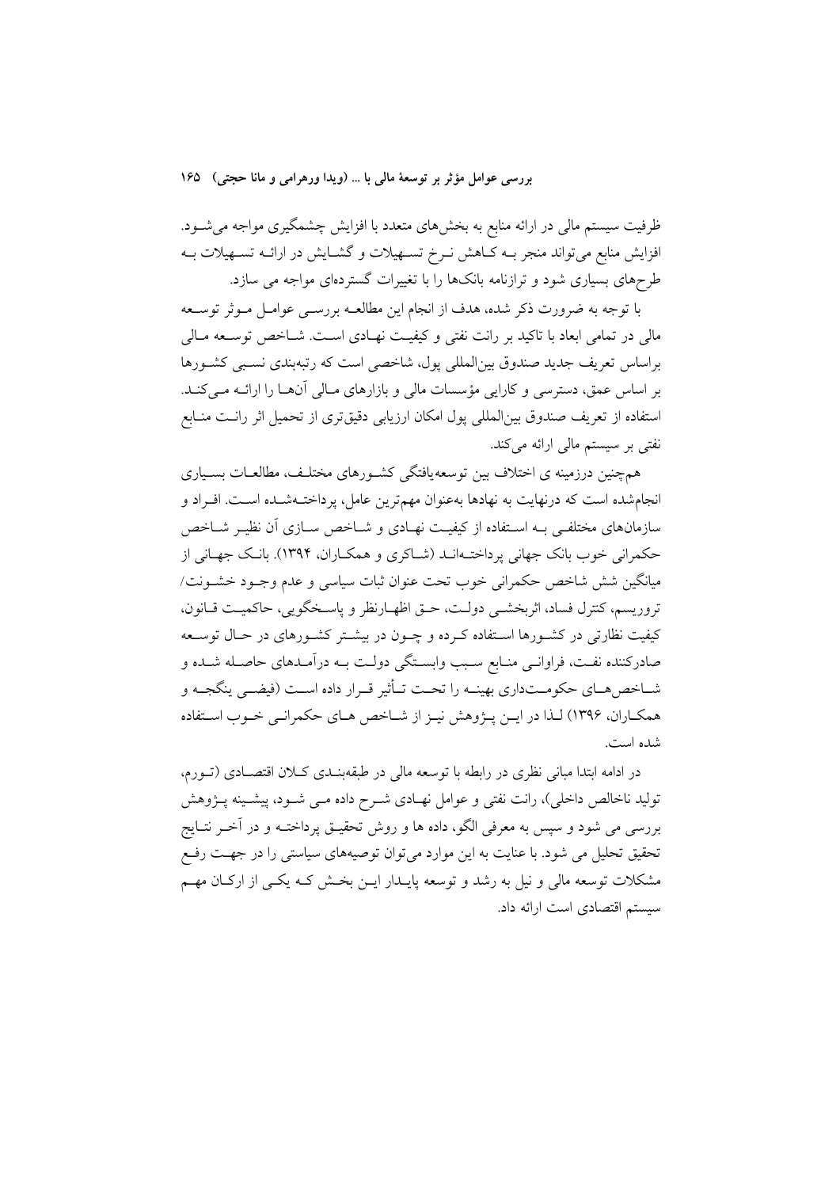ظرفیت سیستم مالی در ارائه منابع به بخش‌های متعدد با افزایش چشمگیری مواجه می‌شود. افزایش منابع می‌تواند منجر به کاهش نرخ تسهیلات و گشایش در ارائه تسهیلات به طرح‌های بسیاری شود و ترازنامه بانک‌ها را با تغییرات گسترده‌ای مواجه می سازد.

با توجه به ضرورت ذکر شده، هدف از انجام این مطالعه بررسی عوامل موثر توسعه مالی در تمامی ابعاد با تاکید بر رانت نفتی و کیفیت نهادی است. شاخص توسعه مالی براساس تعریف جدید صندوق بین‌المللی پول، شاخصی است که رتبه‌بندی نسبی کشورها بر اساس عمق، دسترسی و کارایی مؤسسات مالی و بازارهای مالی آن‌ها را ارائه می‌کند. استفاده از تعریف صندوق بین‌المللی پول امکان ارزیابی دقیق‌تری از تحمیل اثر رانت منابع نفتی بر سیستم مالی ارائه می‌کند.

هم‌چنین درزمینه ی اختلاف بین توسعه‌یافتگی کشورهای مختلف، مطالعات بسیاری انجام‌شده است که درنهایت به نهادها به‌عنوان مهم‌ترین عامل، پرداخته‌شده است. افراد و سازمان‌های مختلفی به استفاده از کیفیت نهادی و شاخص سازی آن نظیر شاخص حکمرانی خوب بانک جهانی پرداخته‌اند (شاکری و همکاران، ۱۳۹۴). بانک جهانی از میانگین شش شاخص حکمرانی خوب تحت عنوان ثبات سیاسی و عدم وجود خشونت/ تروریسم، کنترل فساد، اثربخشی دولت، حق اظهارنظر و پاسخگویی، حاکمیت قانون، کیفیت نظارتی در کشورها استفاده کرده و چون در بیشتر کشورهای در حال توسعه صادرکننده نفت، فراوانی منابع سبب وابستگی دولت به درآمدهای حاصله شده و شاخص‌های حکومت‌داری بهینه را تحت تأثیر قرار داده است (فیضی ینگجه و همکاران، ۱۳۹۶) لذا در این پژوهش نیز از شاخص های حکمرانی خوب استفاده شده است.

در ادامه ابتدا مبانی نظری در رابطه با توسعه مالی در طبقه‌بندی کلان اقتصادی (تورم، تولید ناخالص داخلی)، رانت نفتی و عوامل نهادی شرح داده می شود، پیشینه پژوهش بررسی می شود و سپس به معرفی الگو، داده ها و روش تحقیق پرداخته و در آخر نتایج تحقیق تحلیل می شود. با عنایت به این موارد می‌توان توصیه‌های سیاستی را در جهت رفع مشکلات توسعه مالی و نیل به رشد و توسعه پایدار این بخش که یکی از ارکان مهم سیستم اقتصادی است ارائه داد.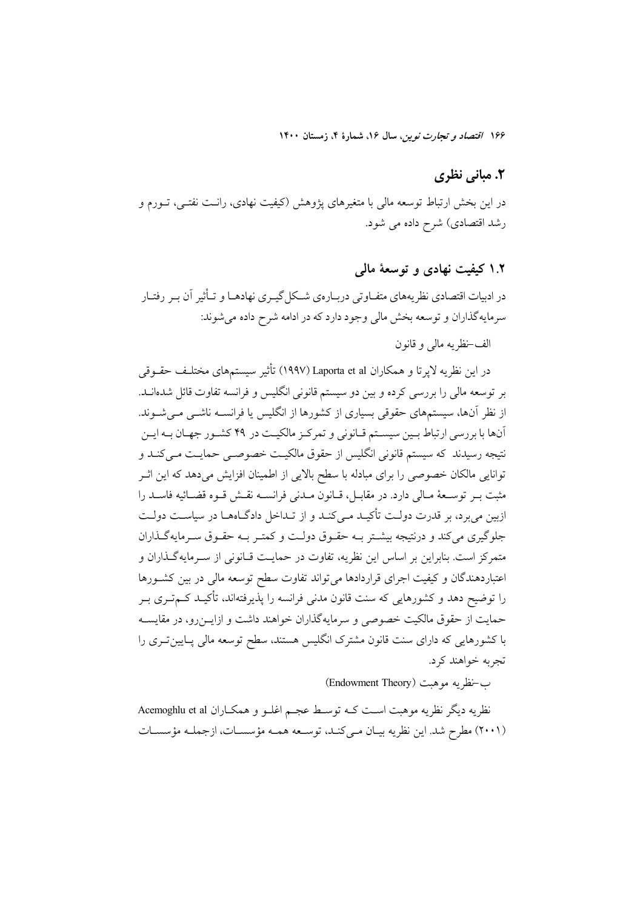## ۲. مبانی نظری

در این بخش ارتباط توسعه مالی با متغیرهای پژوهش (کیفیت نهادی، رانت نفتی، تورم و رشد اقتصادی) شرح داده می شود.

### ۱.۲ کیفیت نهادی و توسعهٔ مالی

در ادبیات اقتصادی نظریه‌های متفاوتی دربارهٔ شکل‌گیری نهادها و تأثیر آن بر رفتار سرمایه‌گذاران و توسعه بخش مالی وجود دارد که در ادامه شرح داده می‌شوند:

الف-نظریه مالی و قانون

در این نظریه لاپرتا و همکاران Laporta et al (۱۹۹۷) تأثیر سیستمهای مختلف حقوقی بر توسعه مالی را بررسی کرده و بین دو سیستم قانونی انگلیس و فرانسه تفاوت قائل شده‌اند. از نظر آن‌ها، سیستم‌های حقوقی بسیاری از کشورها از انگلیس یا فرانسه ناشی می‌شوند. آن‌ها با بررسی ارتباط بین سیستم قانونی و تمرکز مالکیت در ۴۹ کشور جهان به این نتیجه رسیدند که سیستم قانونی انگلیس از حقوق مالکیت خصوصی حمایت می‌کند و توانایی مالکان خصوصی را برای مبادله با سطح بالایی از اطمینان افزایش می‌دهد که این اثر مثبت بر توسعهٔ مالی دارد. در مقابل، قانون مدنی فرانسه نقش قوه قضائیه فاسد را ازبین می‌برد، بر قدرت دولت تأکید می‌کند و از تداخل دادگاه‌ها در سیاست دولت جلوگیری می‌کند و درنتیجه بیشتر به حقوق دولت و کمتر به حقوق سرمایه‌گذاران متمرکز است. بنابراین بر اساس این نظریه، تفاوت در حمایت قانونی از سرمایه‌گذاران و اعتباردهندگان و کیفیت اجرای قراردادها می‌تواند تفاوت سطح توسعه مالی در بین کشورها را توضیح دهد و کشورهایی که سنت قانون مدنی فرانسه را پذیرفته‌اند، تأکید کم‌تری بر حمایت از حقوق مالکیت خصوصی و سرمایه‌گذاران خواهند داشت و ازاین‌رو، در مقایسه با کشورهایی که دارای سنت قانون مشترک انگلیس هستند، سطح توسعه مالی پایین‌تری را تجربه خواهند کرد.

ب-نظریه موهبت (Endowment Theory)

نظریه دیگر نظریه موهبت است که توسط عجم اغلو و همکاران Acemoghlu et al (۲۰۰۱) مطرح شد. این نظریه بیان می‌کند، توسعه همه مؤسسات، ازجمله مؤسسات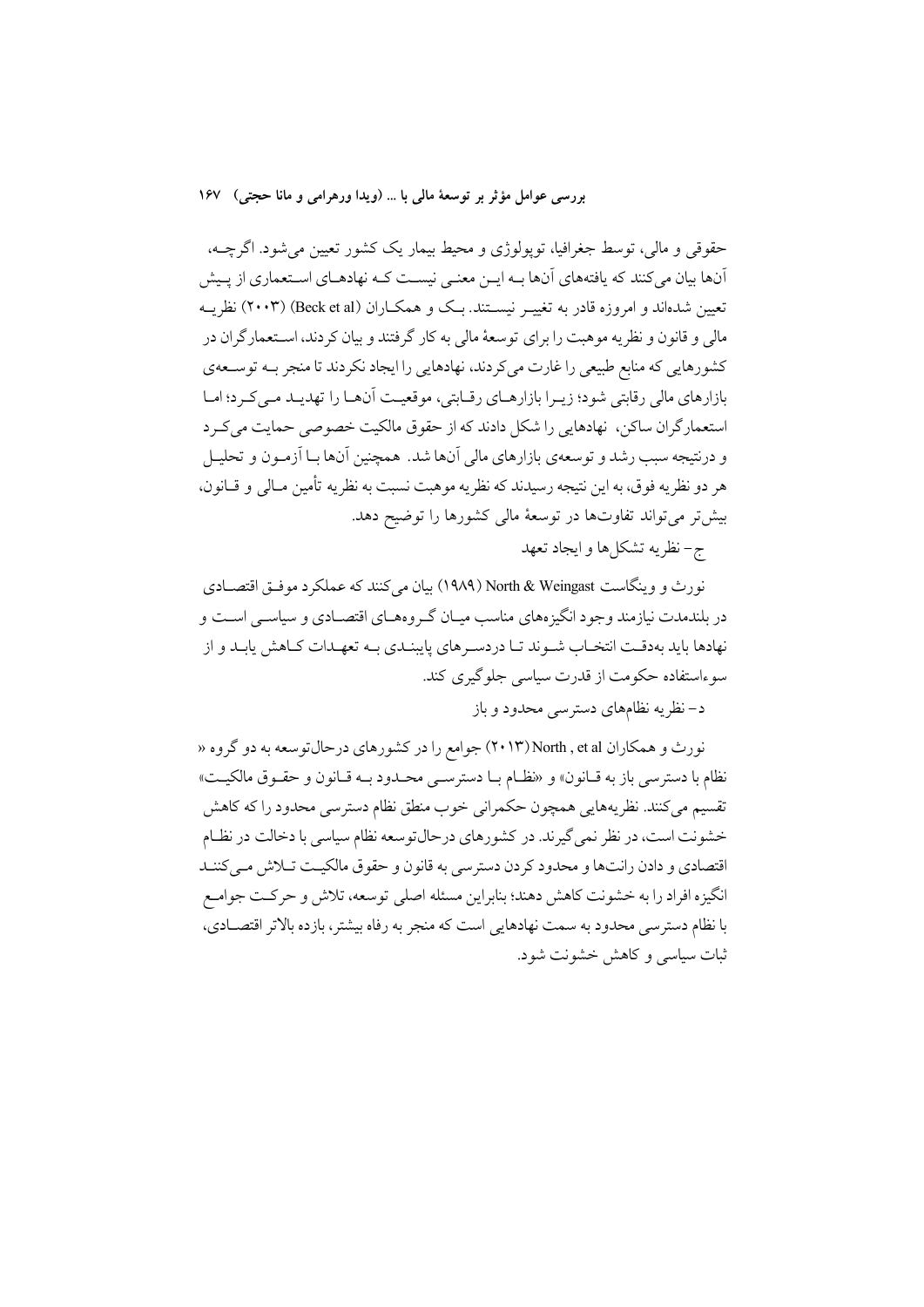حقوقی و مالی، توسط جغرافیا، توپولوژی و محیط بیمار یک کشور تعیین می‌شود. اگرچـه، آن‌ها بیان می‌کنند که یافته‌های آن‌ها بـه ایـن معنـی نیسـت کـه نهادهـای اسـتعماری از پـیش تعیین شده‌اند و امروزه قادر به تغییـر نیسـتند. بـک و همکـاران (Beck et al) (۲۰۰۳) نظریـه مالی و قانون و نظریه موهبت را برای توسعهٔ مالی به کار گرفتند و بیان کردند، اسـتعمارگران در کشورهایی که منابع طبیعی را غارت می‌کردند، نهادهایی را ایجاد نکردند تا منجر بـه توسـعه‌ی بازارهای مالی رقابتی شود؛ زیـرا بازارهـای رقـابتی، موقعیـت آن‌هـا را تهدیـد مـی‌کـرد؛ امـا استعمارگران ساکن، نهادهایی را شکل دادند که از حقوق مالکیت خصوصی حمایت می‌کـرد و درنتیجه سبب رشد و توسعه‌ی بازارهای مالی آن‌ها شد. همچنین آن‌ها بـا آزمـون و تحلیـل هر دو نظریه فوق، به این نتیجه رسیدند که نظریه موهبت نسبت به نظریه تأمین مـالی و قـانون، بیش‌تر می‌تواند تفاوت‌ها در توسعهٔ مالی کشورها را توضیح دهد.

ج– نظریه تشکل‌ها و ایجاد تعهد

نورث و وینگاست North & Weingast (۱۹۸۹) بیان می‌کنند که عملکرد موفـق اقتصـادی در بلندمدت نیازمند وجود انگیزه‌های مناسب میـان گـروه‌هـای اقتصـادی و سیاسـی اسـت و نهادها باید به‌دقـت انتخـاب شـوند تـا دردسـرهای پایبنـدی بـه تعهـدات کـاهش یابـد و از سوءاستفاده حکومت از قدرت سیاسی جلوگیری کند.

د– نظریه نظام‌های دسترسی محدود و باز

نورث و همکاران North , et al (۲۰۱۳) جوامع را در کشورهای درحال‌توسعه به دو گروه «نظام با دسترسی باز به قـانون» و «نظـام بـا دسترسـی محـدود بـه قـانون و حقـوق مالکیـت» تقسیم می‌کنند. نظریه‌هایی همچون حکمرانی خوب منطق نظام دسترسی محدود را که کاهش خشونت است، در نظر نمی‌گیرند. در کشورهای درحال‌توسعه نظام سیاسی با دخالت در نظـام اقتصادی و دادن رانت‌ها و محدود کردن دسترسی به قانون و حقوق مالکیـت تـلاش مـی‌کننـد انگیزه افراد را به خشونت کاهش دهند؛ بنابراین مسئله اصلی توسعه، تلاش و حرکـت جوامـع با نظام دسترسی محدود به سمت نهادهایی است که منجر به رفاه بیشتر، بازده بالاتر اقتصـادی، ثبات سیاسی و کاهش خشونت شود.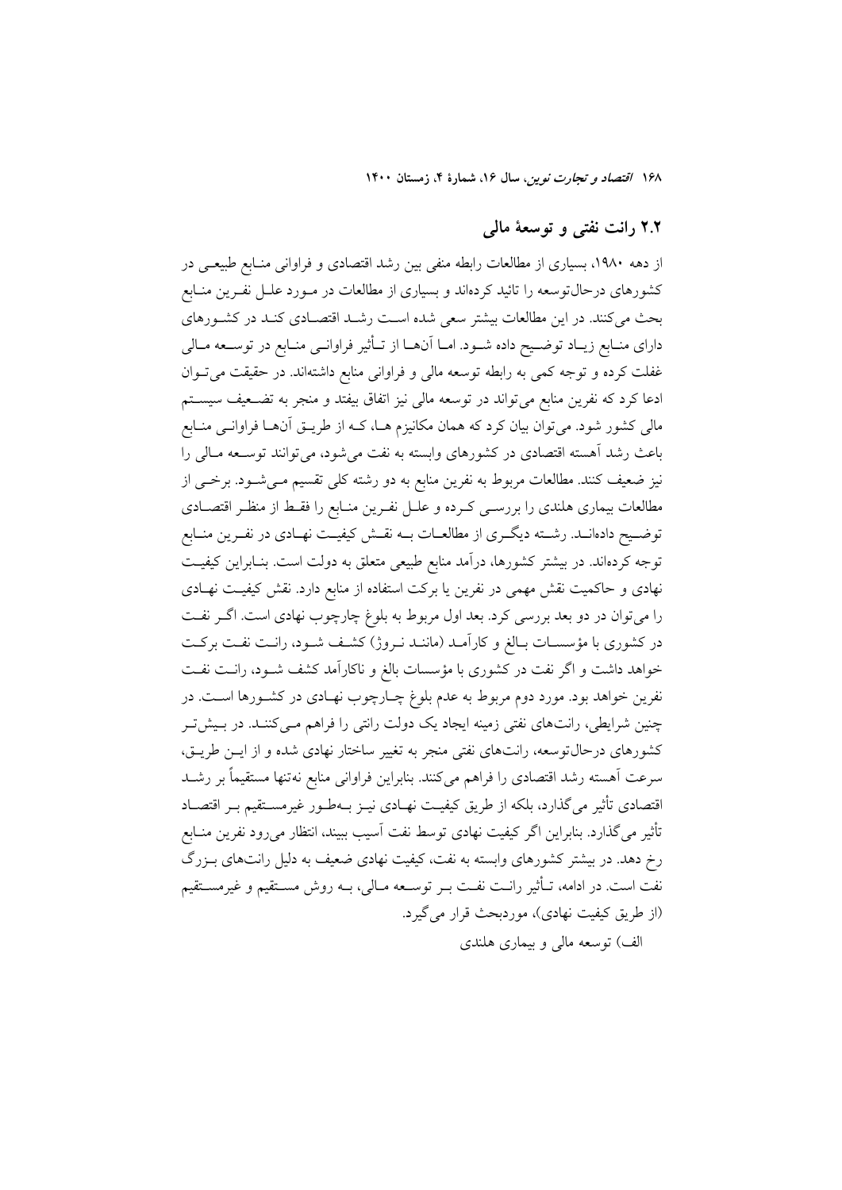## ۲.۲ رانت نفتی و توسعهٔ مالی

از دهه ۱۹۸۰، بسیاری از مطالعات رابطه منفی بین رشد اقتصادی و فراوانی منابع طبیعی در کشورهای درحال‌توسعه را تائید کرده‌اند و بسیاری از مطالعات در مورد علل نفرین منابع بحث می‌کنند. در این مطالعات بیشتر سعی شده است رشد اقتصادی کند در کشورهای دارای منابع زیاد توضیح داده شود. اما آن‌ها از تأثیر فراوانی منابع در توسعه مالی غفلت کرده و توجه کمی به رابطه توسعه مالی و فراوانی منابع داشته‌اند. در حقیقت می‌توان ادعا کرد که نفرین منابع می‌تواند در توسعه مالی نیز اتفاق بیفتد و منجر به تضعیف سیستم مالی کشور شود. می‌توان بیان کرد که همان مکانیزم ها، که از طریق آن‌ها فراوانی منابع باعث رشد آهسته اقتصادی در کشورهای وابسته به نفت می‌شود، می‌توانند توسعه مالی را نیز ضعیف کنند. مطالعات مربوط به نفرین منابع به دو رشته کلی تقسیم می‌شود. برخی از مطالعات بیماری هلندی را بررسی کرده و علل نفرین منابع را فقط از منظر اقتصادی توضیح داده‌اند. رشته دیگری از مطالعات به نقش کیفیت نهادی در نفرین منابع توجه کرده‌اند. در بیشتر کشورها، درآمد منابع طبیعی متعلق به دولت است. بنابراین کیفیت نهادی و حاکمیت نقش مهمی در نفرین یا برکت استفاده از منابع دارد. نقش کیفیت نهادی را می‌توان در دو بعد بررسی کرد. بعد اول مربوط به بلوغ چارچوب نهادی است. اگر نفت در کشوری با مؤسسات بالغ و کارآمد (مانند نروژ) کشف شود، رانت نفت برکت خواهد داشت و اگر نفت در کشوری با مؤسسات بالغ و ناکارآمد کشف شود، رانت نفت نفرین خواهد بود. مورد دوم مربوط به عدم بلوغ چارچوب نهادی در کشورها است. در چنین شرایطی، رانت‌های نفتی زمینه ایجاد یک دولت رانتی را فراهم می‌کنند. در بیش‌تر کشورهای درحال‌توسعه، رانت‌های نفتی منجر به تغییر ساختار نهادی شده و از این طریق، سرعت آهسته رشد اقتصادی را فراهم می‌کنند. بنابراین فراوانی منابع نه‌تنها مستقیماً بر رشد اقتصادی تأثیر می‌گذارد، بلکه از طریق کیفیت نهادی نیز به‌طور غیرمستقیم بر اقتصاد تأثیر می‌گذارد. بنابراین اگر کیفیت نهادی توسط نفت آسیب ببیند، انتظار می‌رود نفرین منابع رخ دهد. در بیشتر کشورهای وابسته به نفت، کیفیت نهادی ضعیف به دلیل رانت‌های بزرگ نفت است. در ادامه، تأثیر رانت نفت بر توسعه مالی، به روش مستقیم و غیرمستقیم (از طریق کیفیت نهادی)، موردبحث قرار می‌گیرد.

الف) توسعه مالی و بیماری هلندی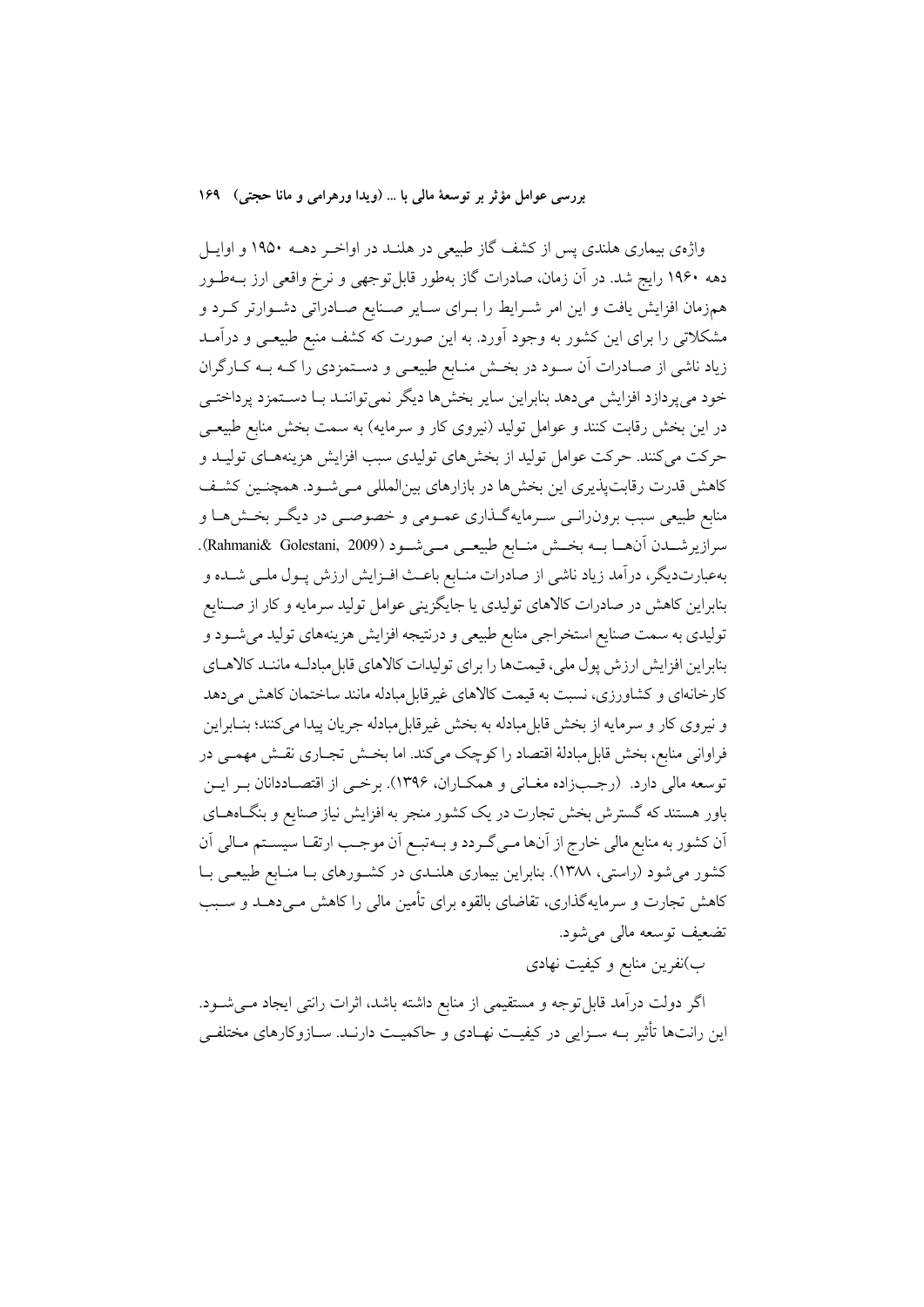واژه‌ی بیماری هلندی پس از کشف گاز طبیعی در هلند در اواخر دهه ۱۹۵۰ و اوایل دهه ۱۹۶۰ رایج شد. در آن زمان، صادرات گاز به‌طور قابل‌توجهی و نرخ واقعی ارز به‌طور هم‌زمان افزایش یافت و این امر شرایط را برای سایر صنایع صادراتی دشوارتر کرد و مشکلاتی را برای این کشور به وجود آورد. به این صورت که کشف منبع طبیعی و درآمد زیاد ناشی از صادرات آن سود در بخش منابع طبیعی و دستمزدی را که به کارگران خود می‌پردازد افزایش می‌دهد بنابراین سایر بخش‌ها دیگر نمی‌توانند با دستمزد پرداختی در این بخش رقابت کنند و عوامل تولید (نیروی کار و سرمایه) به سمت بخش منابع طبیعی حرکت می‌کنند. حرکت عوامل تولید از بخش‌های تولیدی سبب افزایش هزینه‌های تولید و کاهش قدرت رقابت‌پذیری این بخش‌ها در بازارهای بین‌المللی می‌شود. همچنین کشف منابع طبیعی سبب برون‌رانی سرمایه‌گذاری عمومی و خصوصی در دیگر بخش‌ها و سرازیرشدن آن‌ها به بخش منابع طبیعی می‌شود (Rahmani& Golestani, 2009). به‌عبارت‌دیگر، درآمد زیاد ناشی از صادرات منابع باعث افزایش ارزش پول ملی شده و بنابراین کاهش در صادرات کالاهای تولیدی یا جایگزینی عوامل تولید سرمایه و کار از صنایع تولیدی به سمت صنایع استخراجی منابع طبیعی و درنتیجه افزایش هزینه‌های تولید می‌شود و بنابراین افزایش ارزش پول ملی، قیمت‌ها را برای تولیدات کالاهای قابل‌مبادله مانند کالاهای کارخانه‌ای و کشاورزی، نسبت به قیمت کالاهای غیرقابل‌مبادله مانند ساختمان کاهش می‌دهد و نیروی کار و سرمایه از بخش قابل‌مبادله به بخش غیرقابل‌مبادله جریان پیدا می‌کنند؛ بنابراین فراوانی منابع، بخش قابل‌مبادلهٔ اقتصاد را کوچک می‌کند. اما بخش تجاری نقش مهمی در توسعه مالی دارد. (رجب‌زاده مغانی و همکاران، ۱۳۹۶). برخی از اقتصاددانان بر این باور هستند که گسترش بخش تجارت در یک کشور منجر به افزایش نیاز صنایع و بنگاه‌های آن کشور به منابع مالی خارج از آن‌ها می‌گردد و به‌تبع آن موجب ارتقا سیستم مالی آن کشور می‌شود (راستی، ۱۳۸۸). بنابراین بیماری هلندی در کشورهای با منابع طبیعی با کاهش تجارت و سرمایه‌گذاری، تقاضای بالقوه برای تأمین مالی را کاهش می‌دهد و سبب تضعیف توسعه مالی می‌شود.

ب)نفرین منابع و کیفیت نهادی

اگر دولت درآمد قابل‌توجه و مستقیمی از منابع داشته باشد، اثرات رانتی ایجاد می‌شود. این رانت‌ها تأثیر به سزایی در کیفیت نهادی و حاکمیت دارند. سازوکارهای مختلفی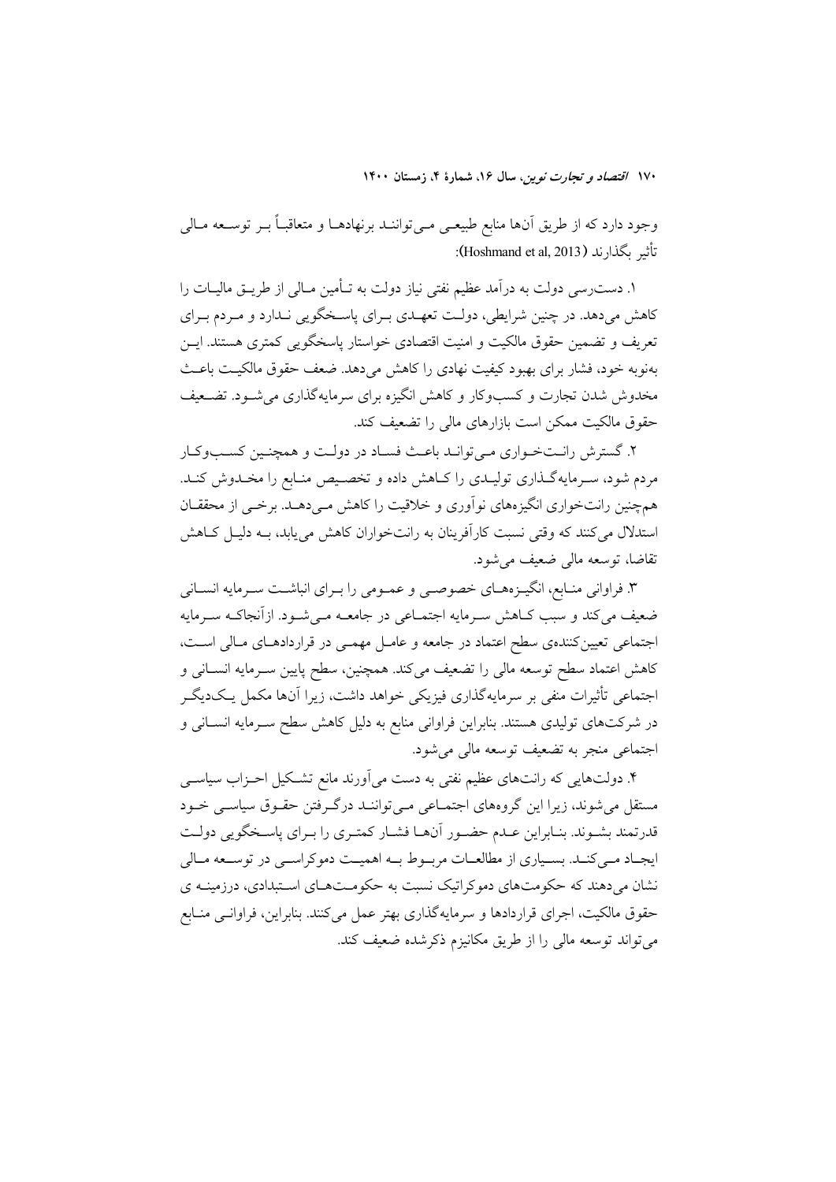وجود دارد که از طریق آن‌ها منابع طبیعی می‌توانند برنهادها و متعاقباً بر توسعه مالی تأثیر بگذارند (Hoshmand et al, 2013):

۱. دست‌رسی دولت به درآمد عظیم نفتی نیاز دولت به تأمین مالی از طریق مالیات را کاهش می‌دهد. در چنین شرایطی، دولت تعهدی برای پاسخگویی ندارد و مردم برای تعریف و تضمین حقوق مالکیت و امنیت اقتصادی خواستار پاسخگویی کمتری هستند. این به‌نوبه خود، فشار برای بهبود کیفیت نهادی را کاهش می‌دهد. ضعف حقوق مالکیت باعث مخدوش شدن تجارت و کسب‌وکار و کاهش انگیزه برای سرمایه‌گذاری می‌شود. تضعیف حقوق مالکیت ممکن است بازارهای مالی را تضعیف کند.

۲. گسترش رانت‌خواری می‌تواند باعث فساد در دولت و همچنین کسب‌وکار مردم شود، سرمایه‌گذاری تولیدی را کاهش داده و تخصیص منابع را مخدوش کند. همچنین رانت‌خواری انگیزه‌های نوآوری و خلاقیت را کاهش می‌دهد. برخی از محققان استدلال می‌کنند که وقتی نسبت کارآفرینان به رانت‌خواران کاهش می‌یابد، به دلیل کاهش تقاضا، توسعه مالی ضعیف می‌شود.

۳. فراوانی منابع، انگیزه‌های خصوصی و عمومی را برای انباشت سرمایه انسانی ضعیف می‌کند و سبب کاهش سرمایه اجتماعی در جامعه می‌شود. ازآنجاکه سرمایه اجتماعی تعیین‌کننده‌ی سطح اعتماد در جامعه و عامل مهمی در قراردادهای مالی است، کاهش اعتماد سطح توسعه مالی را تضعیف می‌کند. همچنین، سطح پایین سرمایه انسانی و اجتماعی تأثیرات منفی بر سرمایه‌گذاری فیزیکی خواهد داشت، زیرا آن‌ها مکمل یکدیگر در شرکت‌های تولیدی هستند. بنابراین فراوانی منابع به دلیل کاهش سطح سرمایه انسانی و اجتماعی منجر به تضعیف توسعه مالی می‌شود.

۴. دولت‌هایی که رانت‌های عظیم نفتی به دست می‌آورند مانع تشکیل احزاب سیاسی مستقل می‌شوند، زیرا این گروه‌های اجتماعی می‌توانند درگرفتن حقوق سیاسی خود قدرتمند بشوند. بنابراین عدم حضور آن‌ها فشار کمتری را برای پاسخگویی دولت ایجاد می‌کند. بسیاری از مطالعات مربوط به اهمیت دموکراسی در توسعه مالی نشان می‌دهند که حکومت‌های دموکراتیک نسبت به حکومت‌های استبدادی، درزمینه ی حقوق مالکیت، اجرای قراردادها و سرمایه‌گذاری بهتر عمل می‌کنند. بنابراین، فراوانی منابع می‌تواند توسعه مالی را از طریق مکانیزم ذکرشده ضعیف کند.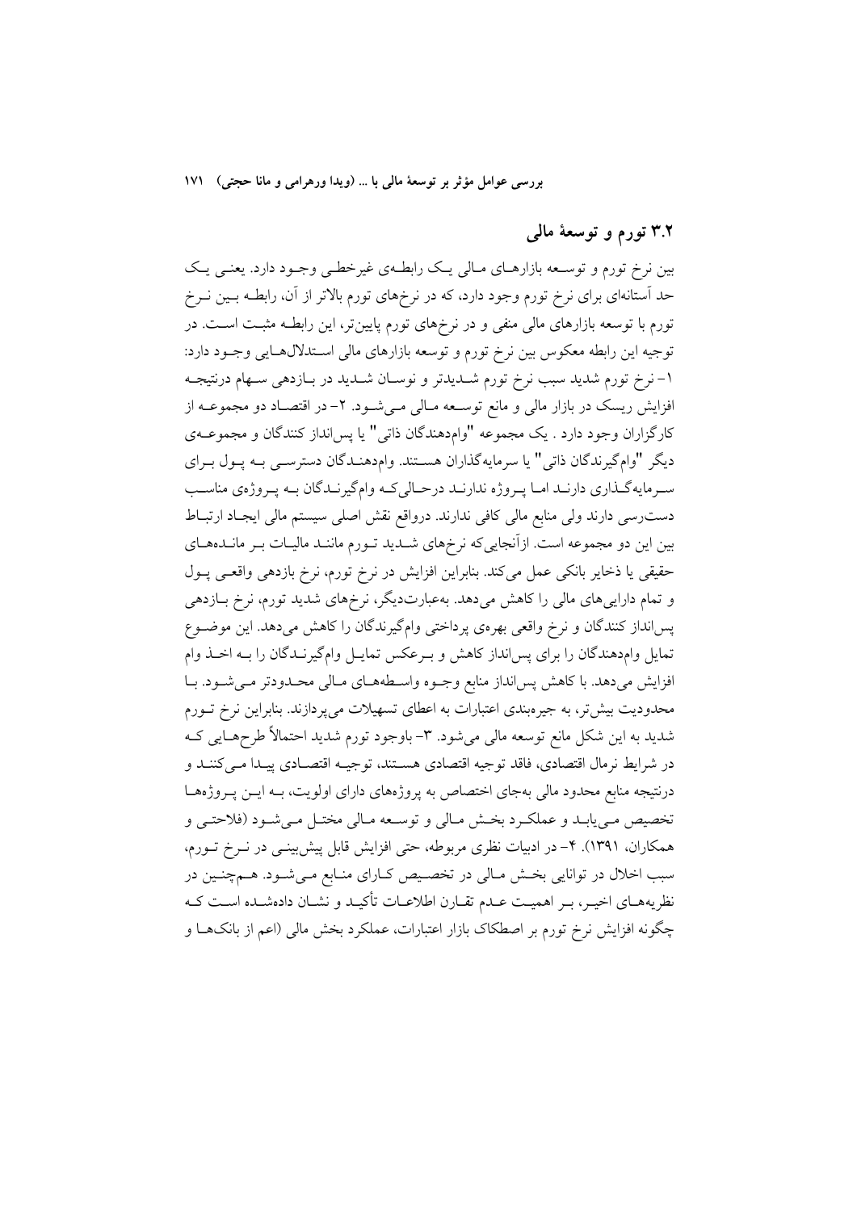## ۳.۲ تورم و توسعهٔ مالی

بین نرخ تورم و توسعه بازارهای مالی یک رابطه‌ی غیرخطی وجود دارد. یعنی یک حد آستانه‌ای برای نرخ تورم وجود دارد، که در نرخ‌های تورم بالاتر از آن، رابطه بین نرخ تورم با توسعه بازارهای مالی منفی و در نرخ‌های تورم پایین‌تر، این رابطه مثبت است. در توجیه این رابطه معکوس بین نرخ تورم و توسعه بازارهای مالی استدلال‌هایی وجود دارد: ۱- نرخ تورم شدید سبب نرخ تورم شدیدتر و نوسان شدید در بازدهی سهام درنتیجه افزایش ریسک در بازار مالی و مانع توسعه مالی می‌شود. ۲- در اقتصاد دو مجموعه از کارگزاران وجود دارد . یک مجموعه "وام‌دهندگان ذاتی" یا پس‌انداز کنندگان و مجموعه‌ی دیگر "وام‌گیرندگان ذاتی" یا سرمایه‌گذاران هستند. وام‌دهندگان دسترسی به پول برای سرمایه‌گذاری دارند اما پروژه ندارند درحالی‌که وام‌گیرندگان به پروژه‌ی مناسب دست‌رسی دارند ولی منابع مالی کافی ندارند. درواقع نقش اصلی سیستم مالی ایجاد ارتباط بین این دو مجموعه است. ازآنجایی‌که نرخ‌های شدید تورم مانند مالیات بر مانده‌های حقیقی یا ذخایر بانکی عمل می‌کند. بنابراین افزایش در نرخ تورم، نرخ بازدهی واقعی پول و تمام دارایی‌های مالی را کاهش می‌دهد. به‌عبارت‌دیگر، نرخ‌های شدید تورم، نرخ بازدهی پس‌انداز کنندگان و نرخ واقعی بهره‌ی پرداختی وام‌گیرندگان را کاهش می‌دهد. این موضوع تمایل وام‌دهندگان را برای پس‌انداز کاهش و برعکس تمایل وام‌گیرندگان را به اخذ وام افزایش می‌دهد. با کاهش پس‌انداز منابع وجوه واسطه‌های مالی محدودتر می‌شود. با محدودیت بیش‌تر، به جیره‌بندی اعتبارات به اعطای تسهیلات می‌پردازند. بنابراین نرخ تورم شدید به این شکل مانع توسعه مالی می‌شود. ۳- باوجود تورم شدید احتمالاً طرح‌هایی که در شرایط نرمال اقتصادی، فاقد توجیه اقتصادی هستند، توجیه اقتصادی پیدا می‌کنند و درنتیجه منابع محدود مالی به‌جای اختصاص به پروژه‌های دارای اولویت، به این پروژه‌ها تخصیص می‌یابد و عملکرد بخش مالی و توسعه مالی مختل می‌شود (فلاحتی و همکاران، ۱۳۹۱). ۴- در ادبیات نظری مربوطه، حتی افزایش قابل پیش‌بینی در نرخ تورم، سبب اخلال در توانایی بخش مالی در تخصیص کارای منابع می‌شود. هم‌چنین در نظریه‌های اخیر، بر اهمیت عدم تقارن اطلاعات تأکید و نشان داده‌شده است که چگونه افزایش نرخ تورم بر اصطکاک بازار اعتبارات، عملکرد بخش مالی (اعم از بانک‌ها و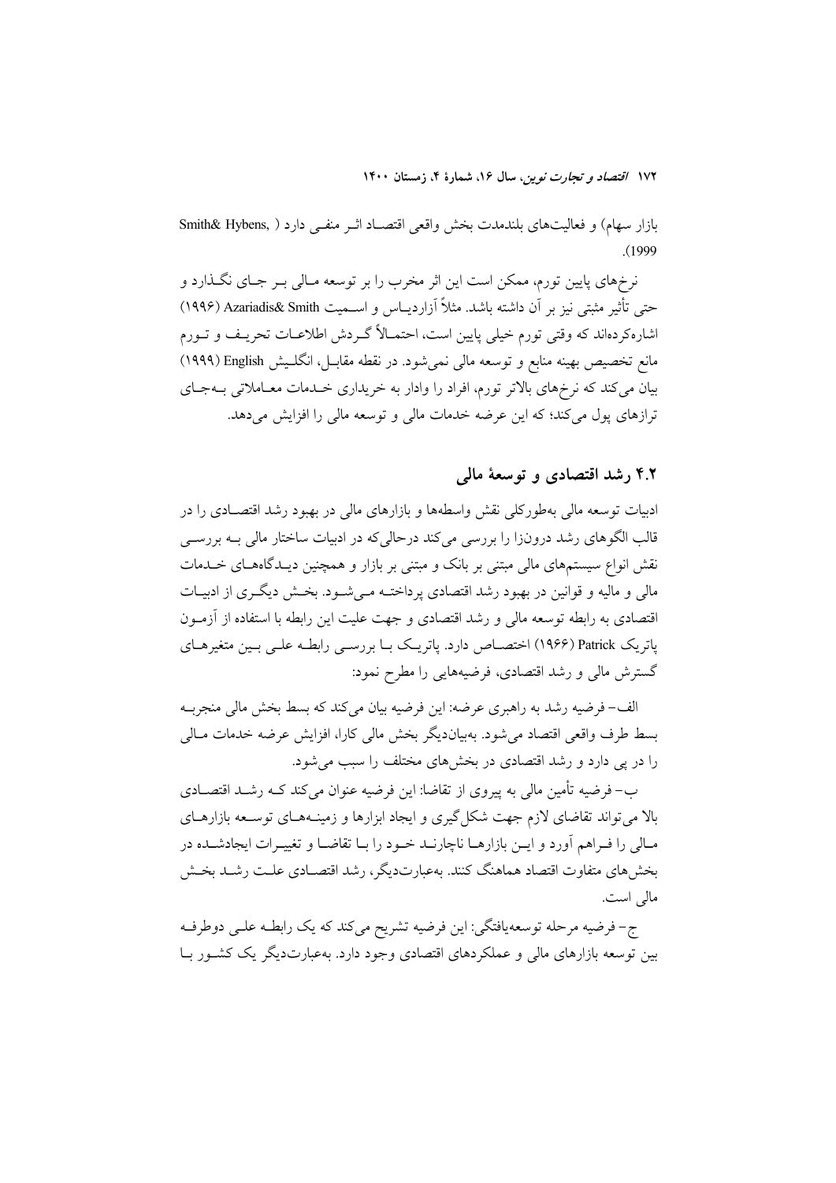بازار سهام) و فعالیت‌های بلندمدت بخش واقعی اقتصاد اثر منفی دارد (Smith& Hybens, 1999).

نرخ‌های پایین تورم، ممکن است این اثر مخرب را بر توسعه مالی بر جای نگذارد و حتی تأثیر مثبتی نیز بر آن داشته باشد. مثلاً آزاردیاس و اسمیت Azariadis& Smith (۱۹۹۶) اشاره‌کرده‌اند که وقتی تورم خیلی پایین است، احتمالاً گردش اطلاعات تحریف و تورم مانع تخصیص بهینه منابع و توسعه مالی نمی‌شود. در نقطه مقابل، انگلیش English (۱۹۹۹) بیان می‌کند که نرخ‌های بالاتر تورم، افراد را وادار به خریداری خدمات معاملاتی به‌جای ترازهای پول می‌کند؛ که این عرضه خدمات مالی و توسعه مالی را افزایش می‌دهد.

## ۴.۲ رشد اقتصادی و توسعهٔ مالی

ادبیات توسعه مالی به‌طورکلی نقش واسطه‌ها و بازارهای مالی در بهبود رشد اقتصادی را در قالب الگوهای رشد درون‌زا را بررسی می‌کند درحالی‌که در ادبیات ساختار مالی به بررسی نقش انواع سیستم‌های مالی مبتنی بر بانک و مبتنی بر بازار و همچنین دیدگاه‌های خدمات مالی و مالیه و قوانین در بهبود رشد اقتصادی پرداخته می‌شود. بخش دیگری از ادبیات اقتصادی به رابطه توسعه مالی و رشد اقتصادی و جهت علیت این رابطه با استفاده از آزمون پاتریک Patrick (۱۹۶۶) اختصاص دارد. پاتریک با بررسی رابطه علی بین متغیرهای گسترش مالی و رشد اقتصادی، فرضیه‌هایی را مطرح نمود:

الف- فرضیه رشد به راهبری عرضه: این فرضیه بیان می‌کند که بسط بخش مالی منجربه بسط طرف واقعی اقتصاد می‌شود. به‌بیان‌دیگر بخش مالی کارا، افزایش عرضه خدمات مالی را در پی دارد و رشد اقتصادی در بخش‌های مختلف را سبب می‌شود.

ب- فرضیه تأمین مالی به پیروی از تقاضا: این فرضیه عنوان می‌کند که رشد اقتصادی بالا می‌تواند تقاضای لازم جهت شکل‌گیری و ایجاد ابزارها و زمینه‌های توسعه بازارهای مالی را فراهم آورد و این بازارها ناچارند خود را با تقاضا و تغییرات ایجادشده در بخش‌های متفاوت اقتصاد هماهنگ کنند. به‌عبارت‌دیگر، رشد اقتصادی علت رشد بخش مالی است.

ج- فرضیه مرحله توسعه‌یافتگی: این فرضیه تشریح می‌کند که یک رابطه علی دوطرفه بین توسعه بازارهای مالی و عملکردهای اقتصادی وجود دارد. به‌عبارت‌دیگر یک کشور با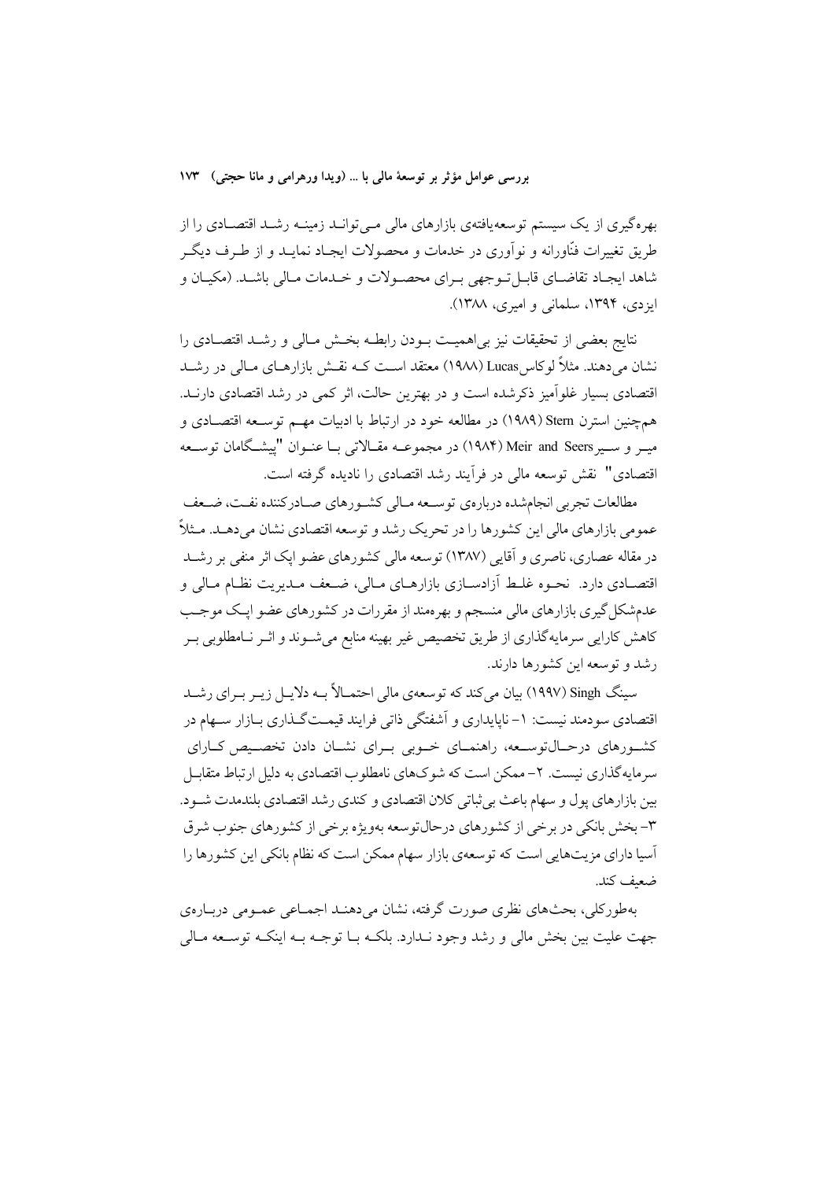بهره‌گیری از یک سیستم توسعه‌یافته‌ی بازارهای مالی می‌تواند زمینه رشد اقتصادی را از طریق تغییرات فنّاورانه و نوآوری در خدمات و محصولات ایجاد نماید و از طرف دیگر شاهد ایجاد تقاضای قابل‌توجهی برای محصولات و خدمات مالی باشد. (مکیان و ایزدی، ۱۳۹۴، سلمانی و امیری، ۱۳۸۸).

نتایج بعضی از تحقیقات نیز بی‌اهمیت بودن رابطه بخش مالی و رشد اقتصادی را نشان می‌دهند. مثلاً لوکاس Lucas (۱۹۸۸) معتقد است که نقش بازارهای مالی در رشد اقتصادی بسیار غلوآمیز ذکرشده است و در بهترین حالت، اثر کمی در رشد اقتصادی دارند. همچنین استرن Stern (۱۹۸۹) در مطالعه خود در ارتباط با ادبیات مهم توسعه اقتصادی و میر و سیر Meir and Seers (۱۹۸۴) در مجموعه مقالاتی با عنوان "پیشگامان توسعه اقتصادی" نقش توسعه مالی در فرآیند رشد اقتصادی را نادیده گرفته است.

مطالعات تجربی انجام‌شده درباره‌ی توسعه مالی کشورهای صادرکننده نفت، ضعف عمومی بازارهای مالی این کشورها را در تحریک رشد و توسعه اقتصادی نشان می‌دهد. مثلاً در مقاله عصاری، ناصری و آقایی (۱۳۸۷) توسعه مالی کشورهای عضو اپک اثر منفی بر رشد اقتصادی دارد. نحوه غلط آزادسازی بازارهای مالی، ضعف مدیریت نظام مالی و عدم‌شکل‌گیری بازارهای مالی منسجم و بهره‌مند از مقررات در کشورهای عضو اپک موجب کاهش کارایی سرمایه‌گذاری از طریق تخصیص غیر بهینه منابع می‌شوند و اثر نامطلوبی بر رشد و توسعه این کشورها دارند.

سینگ Singh (۱۹۹۷) بیان می‌کند که توسعه‌ی مالی احتمالاً به دلایل زیر برای رشد اقتصادی سودمند نیست: ۱- ناپایداری و آشفتگی ذاتی فرایند قیمت‌گذاری بازار سهام در کشورهای درحال‌توسعه، راهنمای خوبی برای نشان دادن تخصیص کارای سرمایه‌گذاری نیست. ۲- ممکن است که شوک‌های نامطلوب اقتصادی به دلیل ارتباط متقابل بین بازارهای پول و سهام باعث بی‌ثباتی کلان اقتصادی و کندی رشد اقتصادی بلندمدت شود. ۳- بخش بانکی در برخی از کشورهای درحال‌توسعه به‌ویژه برخی از کشورهای جنوب شرق آسیا دارای مزیت‌هایی است که توسعه‌ی بازار سهام ممکن است که نظام بانکی این کشورها را ضعیف کند.

به‌طورکلی، بحث‌های نظری صورت گرفته، نشان می‌دهند اجماعی عمومی درباره‌ی جهت علیت بین بخش مالی و رشد وجود ندارد. بلکه با توجه به اینکه توسعه مالی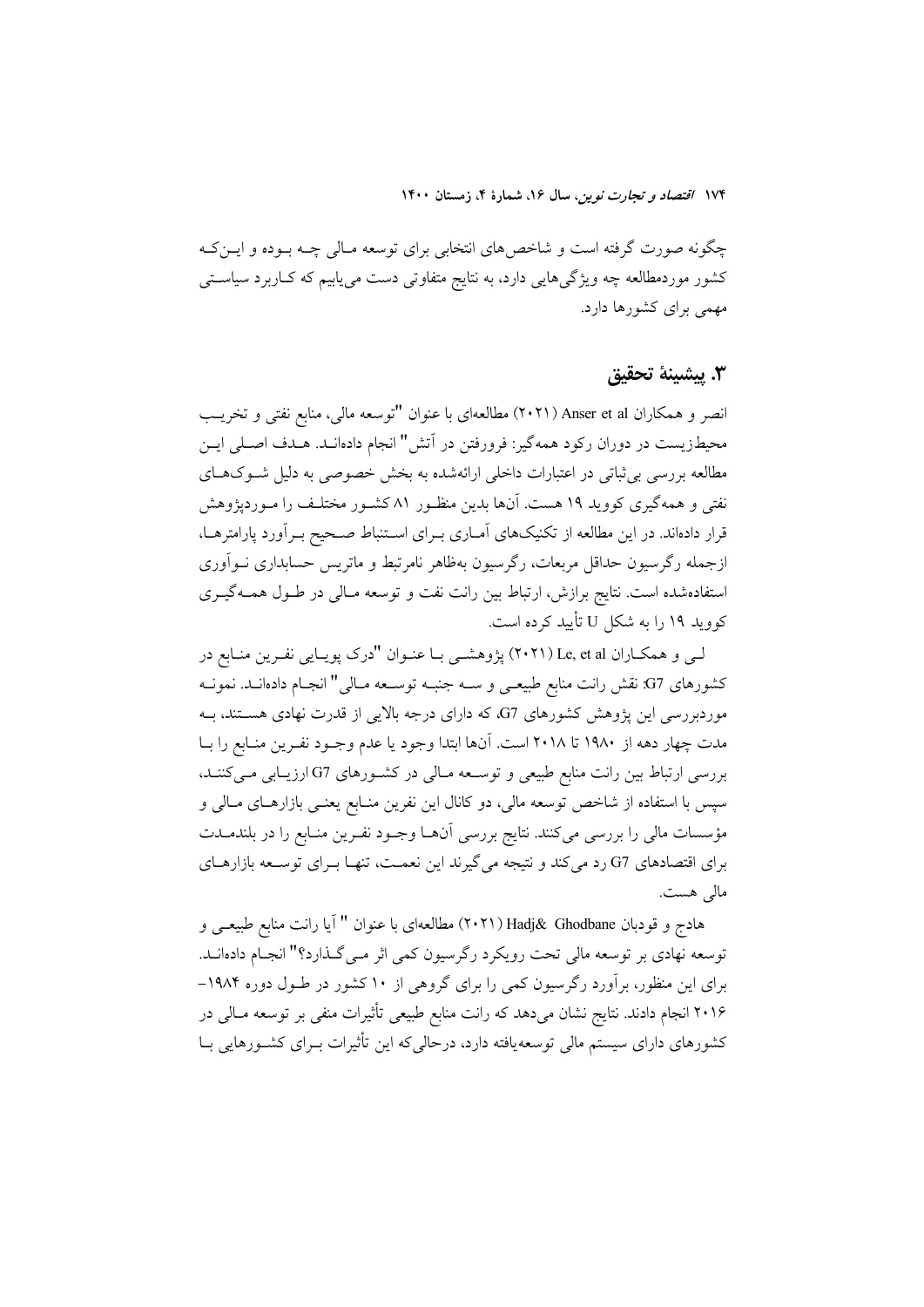چگونه صورت گرفته است و شاخص‌های انتخابی برای توسعه مالی چه بوده و این‌که کشور موردمطالعه چه ویژگی‌هایی دارد، به نتایج متفاوتی دست می‌یابیم که کاربرد سیاستی مهمی برای کشورها دارد.

## ۳. پیشینهٔ تحقیق

انصر و همکاران Anser et al (۲۰۲۱) مطالعه‌ای با عنوان "توسعه مالی، منابع نفتی و تخریب محیط‌زیست در دوران رکود همه‌گیر: فرورفتن در آتش" انجام داده‌اند. هدف اصلی این مطالعه بررسی بی‌ثباتی در اعتبارات داخلی ارائه‌شده به بخش خصوصی به دلیل شوک‌های نفتی و همه‌گیری کووید ۱۹ هست. آنها بدین منظور ۸۱ کشور مختلف را موردپژوهش قرار داده‌اند. در این مطالعه از تکنیک‌های آماری برای استنباط صحیح برآورد پارامترها، ازجمله رگرسیون حداقل مربعات، رگرسیون به‌ظاهر نامرتبط و ماتریس حسابداری نوآوری استفاده‌شده است. نتایج برازش، ارتباط بین رانت نفت و توسعه مالی در طول همه‌گیری کووید ۱۹ را به شکل U تأیید کرده است.

لی و همکاران Le, et al (۲۰۲۱) پژوهشی با عنوان "درک پویایی نفرین منابع در کشورهای G7: نقش رانت منابع طبیعی و سه جنبه توسعه مالی" انجام داده‌اند. نمونه موردبررسی این پژوهش کشورهای G7، که دارای درجه بالایی از قدرت نهادی هستند، به مدت چهار دهه از ۱۹۸۰ تا ۲۰۱۸ است. آنها ابتدا وجود یا عدم وجود نفرین منابع را با بررسی ارتباط بین رانت منابع طبیعی و توسعه مالی در کشورهای G7 ارزیابی می‌کنند، سپس با استفاده از شاخص توسعه مالی، دو کانال این نفرین منابع یعنی بازارهای مالی و مؤسسات مالی را بررسی می‌کنند. نتایج بررسی آنها وجود نفرین منابع را در بلندمدت برای اقتصادهای G7 رد می‌کند و نتیجه می‌گیرند این نعمت، تنها برای توسعه بازارهای مالی هست.

هادج و قودبان Hadj& Ghodbane (۲۰۲۱) مطالعه‌ای با عنوان " آیا رانت منابع طبیعی و توسعه نهادی بر توسعه مالی تحت رویکرد رگرسیون کمی اثر می‌گذارد؟" انجام داده‌اند. برای این منظور، برآورد رگرسیون کمی را برای گروهی از ۱۰ کشور در طول دوره ۱۹۸۴–۲۰۱۶ انجام دادند. نتایج نشان می‌دهد که رانت منابع طبیعی تأثیرات منفی بر توسعه مالی در کشورهای دارای سیستم مالی توسعه‌یافته دارد، درحالی‌که این تأثیرات برای کشورهایی با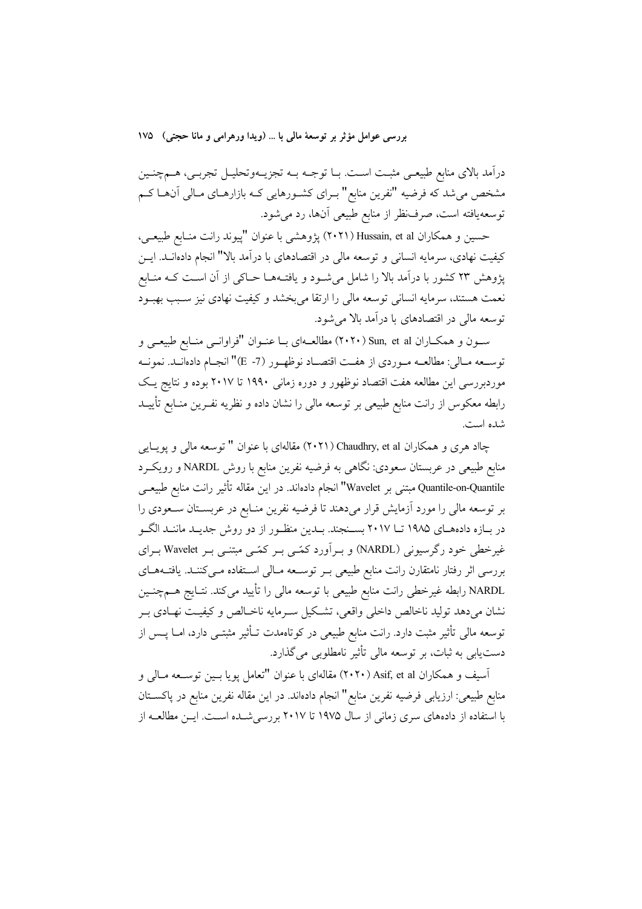درآمد بالای منابع طبیعی مثبت است. با توجه به تجزیه‌وتحلیل تجربی، هم‌چنین مشخص می‌شد که فرضیه "نفرین منابع" برای کشورهایی که بازارهای مالی آن‌ها کم توسعه‌یافته است، صرف‌نظر از منابع طبیعی آن‌ها، رد می‌شود.

حسین و همکاران Hussain, et al (۲۰۲۱) پژوهشی با عنوان "پیوند رانت منابع طبیعی، کیفیت نهادی، سرمایه انسانی و توسعه مالی در اقتصادهای با درآمد بالا" انجام داده‌اند. این پژوهش ۲۳ کشور با درآمد بالا را شامل می‌شود و یافته‌ها حاکی از آن است که منابع نعمت هستند، سرمایه انسانی توسعه مالی را ارتقا می‌بخشد و کیفیت نهادی نیز سبب بهبود توسعه مالی در اقتصادهای با درآمد بالا می‌شود.

سون و همکاران Sun, et al (۲۰۲۰) مطالعه‌ای با عنوان "فراوانی منابع طبیعی و توسعه مالی: مطالعه موردی از هفت اقتصاد نوظهور (E -7)" انجام داده‌اند. نمونه موردبررسی این مطالعه هفت اقتصاد نوظهور و دوره زمانی ۱۹۹۰ تا ۲۰۱۷ بوده و نتایج یک رابطه معکوس از رانت منابع طبیعی بر توسعه مالی را نشان داده و نظریه نفرین منابع تأیید شده است.

چاد هری و همکاران Chaudhry, et al (۲۰۲۱) مقاله‌ای با عنوان " توسعه مالی و پویایی منابع طبیعی در عربستان سعودی: نگاهی به فرضیه نفرین منابع با روش NARDL و رویکرد Quantile-on-Quantile مبتنی بر Wavelet" انجام داده‌اند. در این مقاله تأثیر رانت منابع طبیعی بر توسعه مالی را مورد آزمایش قرار می‌دهند تا فرضیه نفرین منابع در عربستان سعودی را در بازه داده‌های ۱۹۸۵ تا ۲۰۱۷ بسنجند. بدین منظور از دو روش جدید مانند الگو غیرخطی خود رگرسیونی (NARDL) و برآورد کمّی بر کمّی مبتنی بر Wavelet برای بررسی اثر رفتار نامتقارن رانت منابع طبیعی بر توسعه مالی استفاده می‌کنند. یافته‌های NARDL رابطه غیرخطی رانت منابع طبیعی با توسعه مالی را تأیید می‌کند. نتایج هم‌چنین نشان می‌دهد تولید ناخالص داخلی واقعی، تشکیل سرمایه ناخالص و کیفیت نهادی بر توسعه مالی تأثیر مثبت دارد. رانت منابع طبیعی در کوتاه‌مدت تأثیر مثبتی دارد، اما پس از دست‌یابی به ثبات، بر توسعه مالی تأثیر نامطلوبی می‌گذارد.

آسیف و همکاران Asif, et al (۲۰۲۰) مقاله‌ای با عنوان "تعامل پویا بین توسعه مالی و منابع طبیعی: ارزیابی فرضیه نفرین منابع" انجام داده‌اند. در این مقاله نفرین منابع در پاکستان با استفاده از داده‌های سری زمانی از سال ۱۹۷۵ تا ۲۰۱۷ بررسی‌شده است. این مطالعه از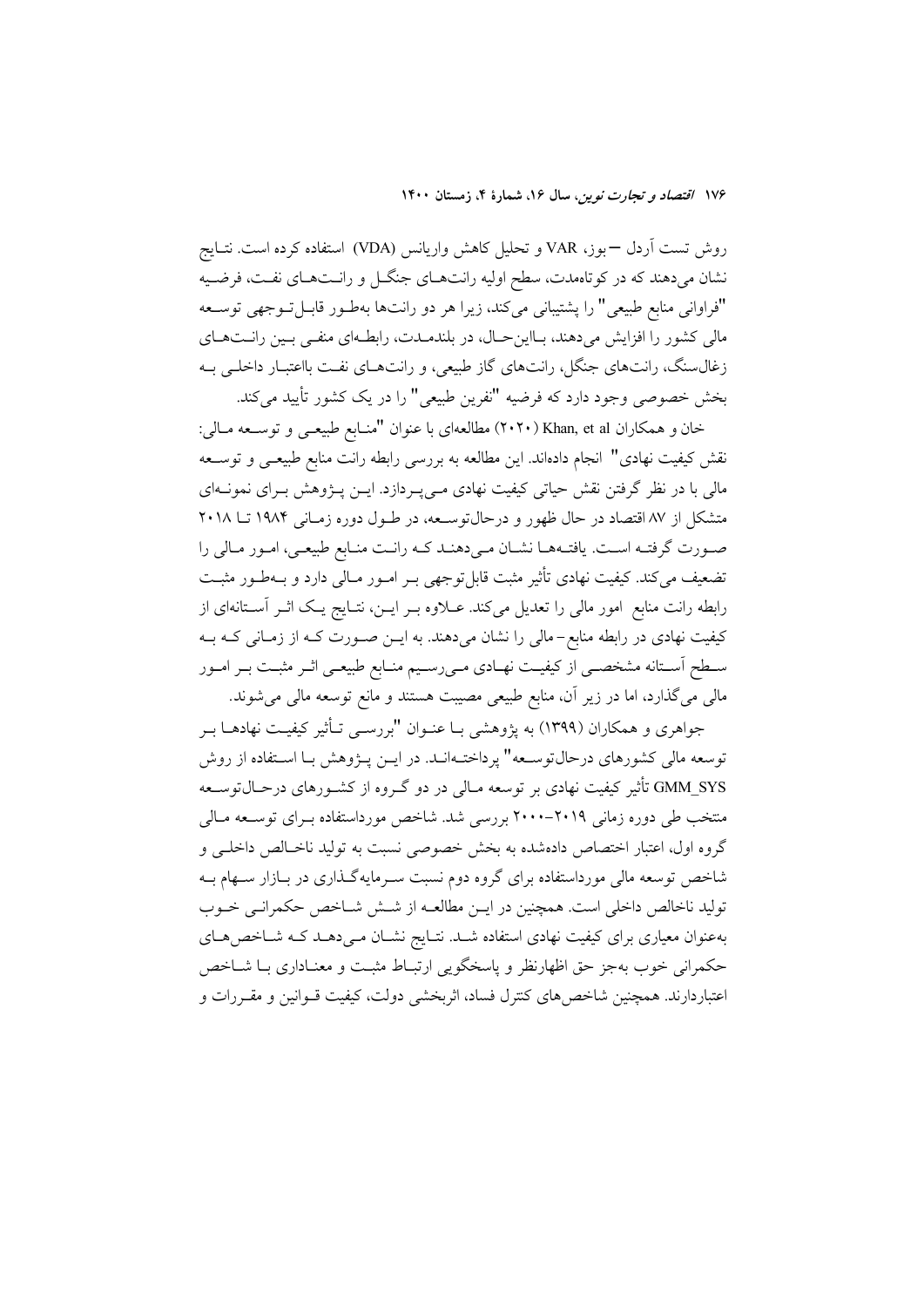روش تست آردل – بوز، VAR و تحلیل کاهش واریانس (VDA) استفاده کرده است. نتایج نشان می‌دهند که در کوتاه‌مدت، سطح اولیه رانت‌های جنگل و رانت‌های نفت، فرضیه "فراوانی منابع طبیعی" را پشتیبانی می‌کند، زیرا هر دو رانت‌ها به‌طور قابل‌توجهی توسعه مالی کشور را افزایش می‌دهند، بااین‌حال، در بلندمدت، رابطه‌ای منفی بین رانت‌های زغال‌سنگ، رانت‌های جنگل، رانت‌های گاز طبیعی، و رانت‌های نفت بااعتبار داخلی به بخش خصوصی وجود دارد که فرضیه "نفرین طبیعی" را در یک کشور تأیید می‌کند.

خان و همکاران Khan, et al (۲۰۲۰) مطالعه‌ای با عنوان "منابع طبیعی و توسعه مالی: نقش کیفیت نهادی" انجام داده‌اند. این مطالعه به بررسی رابطه رانت منابع طبیعی و توسعه مالی با در نظر گرفتن نقش حیاتی کیفیت نهادی می‌پردازد. این پژوهش برای نمونه‌ای متشکل از ۸۷ اقتصاد در حال ظهور و درحال‌توسعه، در طول دوره زمانی ۱۹۸۴ تا ۲۰۱۸ صورت گرفته است. یافته‌ها نشان می‌دهند که رانت منابع طبیعی، امور مالی را تضعیف می‌کند. کیفیت نهادی تأثیر مثبت قابل‌توجهی بر امور مالی دارد و به‌طور مثبت رابطه رانت منابع امور مالی را تعدیل می‌کند. علاوه بر این، نتایج یک اثر آستانه‌ای از کیفیت نهادی در رابطه منابع-مالی را نشان می‌دهند. به این صورت که از زمانی که به سطح آستانه مشخصی از کیفیت نهادی می‌رسیم منابع طبیعی اثر مثبت بر امور مالی می‌گذارد، اما در زیر آن، منابع طبیعی مصیبت هستند و مانع توسعه مالی می‌شوند.

جواهری و همکاران (۱۳۹۹) به پژوهشی با عنوان "بررسی تأثیر کیفیت نهادها بر توسعه مالی کشورهای درحال‌توسعه" پرداخته‌اند. در این پژوهش با استفاده از روش GMM_SYS تأثیر کیفیت نهادی بر توسعه مالی در دو گروه از کشورهای درحال‌توسعه منتخب طی دوره زمانی ۲۰۱۹–۲۰۰۰ بررسی شد. شاخص مورداستفاده برای توسعه مالی گروه اول، اعتبار اختصاص داده‌شده به بخش خصوصی نسبت به تولید ناخالص داخلی و شاخص توسعه مالی مورداستفاده برای گروه دوم نسبت سرمایه‌گذاری در بازار سهام به تولید ناخالص داخلی است. همچنین در این مطالعه از شش شاخص حکمرانی خوب به‌عنوان معیاری برای کیفیت نهادی استفاده شد. نتایج نشان می‌دهد که شاخص‌های حکمرانی خوب به‌جز حق اظهارنظر و پاسخگویی ارتباط مثبت و معناداری با شاخص اعتباردارند. همچنین شاخص‌های کنترل فساد، اثربخشی دولت، کیفیت قوانین و مقررات و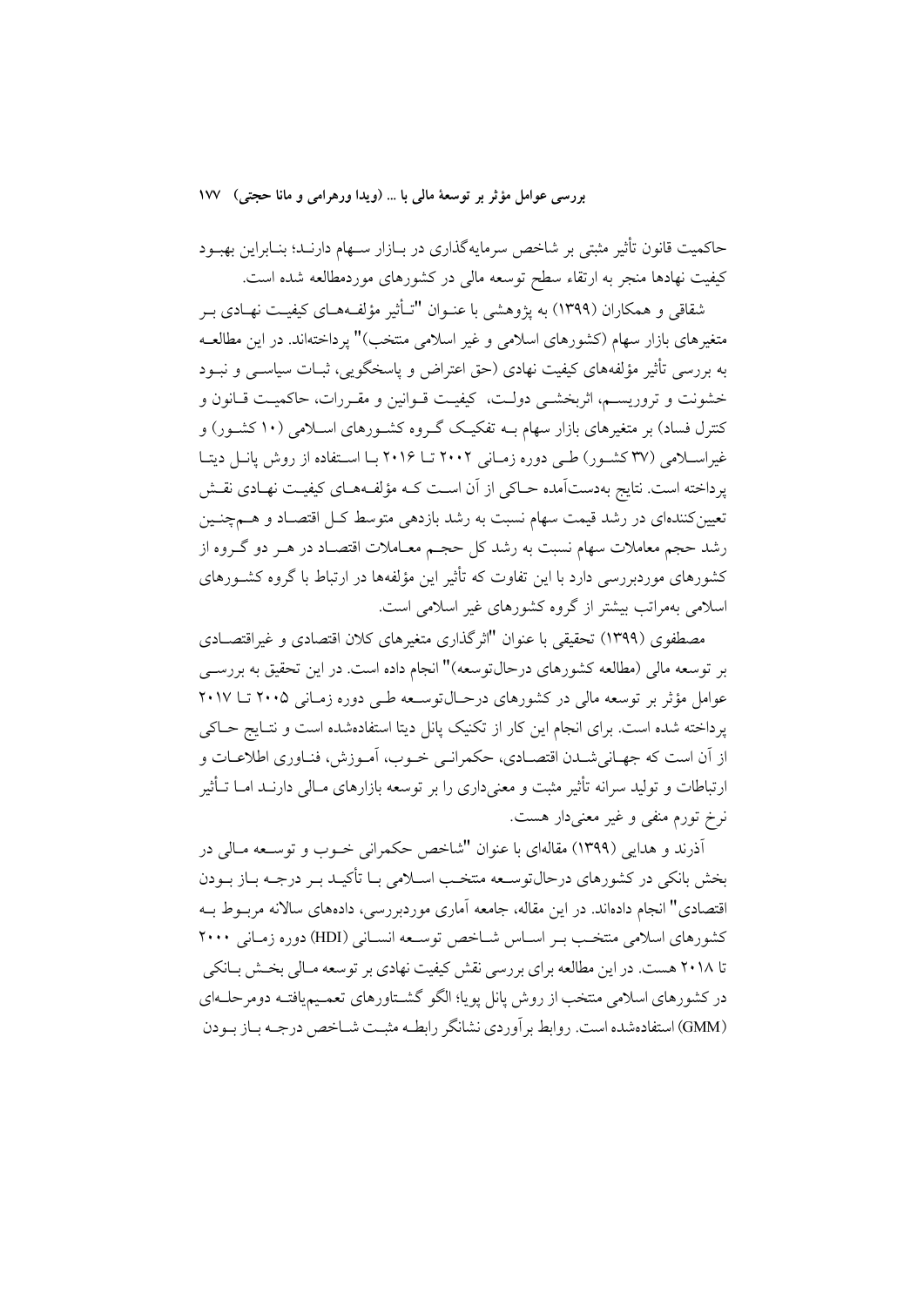حاکمیت قانون تأثیر مثبتی بر شاخص سرمایه‌گذاری در بازار سهام دارند؛ بنابراین بهبود کیفیت نهادها منجر به ارتقاء سطح توسعه مالی در کشورهای موردمطالعه شده است.

شقاقی و همکاران (۱۳۹۹) به پژوهشی با عنوان "تأثیر مؤلفه‌های کیفیت نهادی بر متغیرهای بازار سهام (کشورهای اسلامی و غیر اسلامی منتخب)" پرداخته‌اند. در این مطالعه به بررسی تأثیر مؤلفه‌های کیفیت نهادی (حق اعتراض و پاسخگویی، ثبات سیاسی و نبود خشونت و تروریسم، اثربخشی دولت، کیفیت قوانین و مقررات، حاکمیت قانون و کنترل فساد) بر متغیرهای بازار سهام به تفکیک گروه کشورهای اسلامی (۱۰ کشور) و غیراسلامی (۳۷ کشور) طی دوره زمانی ۲۰۰۲ تا ۲۰۱۶ با استفاده از روش پانل دیتا پرداخته است. نتایج به‌دست‌آمده حاکی از آن است که مؤلفه‌های کیفیت نهادی نقش تعیین‌کننده‌ای در رشد قیمت سهام نسبت به رشد بازدهی متوسط کل اقتصاد و هم‌چنین رشد حجم معاملات سهام نسبت به رشد کل حجم معاملات اقتصاد در هر دو گروه از کشورهای موردبررسی دارد با این تفاوت که تأثیر این مؤلفه‌ها در ارتباط با گروه کشورهای اسلامی به‌مراتب بیشتر از گروه کشورهای غیر اسلامی است.

مصطفوی (۱۳۹۹) تحقیقی با عنوان "اثرگذاری متغیرهای کلان اقتصادی و غیراقتصادی بر توسعه مالی (مطالعه کشورهای درحال‌توسعه)" انجام داده است. در این تحقیق به بررسی عوامل مؤثر بر توسعه مالی در کشورهای درحال‌توسعه طی دوره زمانی ۲۰۰۵ تا ۲۰۱۷ پرداخته شده است. برای انجام این کار از تکنیک پانل دیتا استفاده‌شده است و نتایج حاکی از آن است که جهانی‌شدن اقتصادی، حکمرانی خوب، آموزش، فناوری اطلاعات و ارتباطات و تولید سرانه تأثیر مثبت و معنی‌داری را بر توسعه بازارهای مالی دارند اما تأثیر نرخ تورم منفی و غیر معنی‌دار هست.

آذرند و هدایی (۱۳۹۹) مقاله‌ای با عنوان "شاخص حکمرانی خوب و توسعه مالی در بخش بانکی در کشورهای درحال‌توسعه منتخب اسلامی با تأکید بر درجه باز بودن اقتصادی" انجام داده‌اند. در این مقاله، جامعه آماری موردبررسی، داده‌های سالانه مربوط به کشورهای اسلامی منتخب بر اساس شاخص توسعه انسانی (HDI) دوره زمانی ۲۰۰۰ تا ۲۰۱۸ هست. در این مطالعه برای بررسی نقش کیفیت نهادی بر توسعه مالی بخش بانکی در کشورهای اسلامی منتخب از روش پانل پویا؛ الگو گشتاورهای تعمیم‌یافته دومرحله‌ای (GMM) استفاده‌شده است. روابط برآوردی نشانگر رابطه مثبت شاخص درجه باز بودن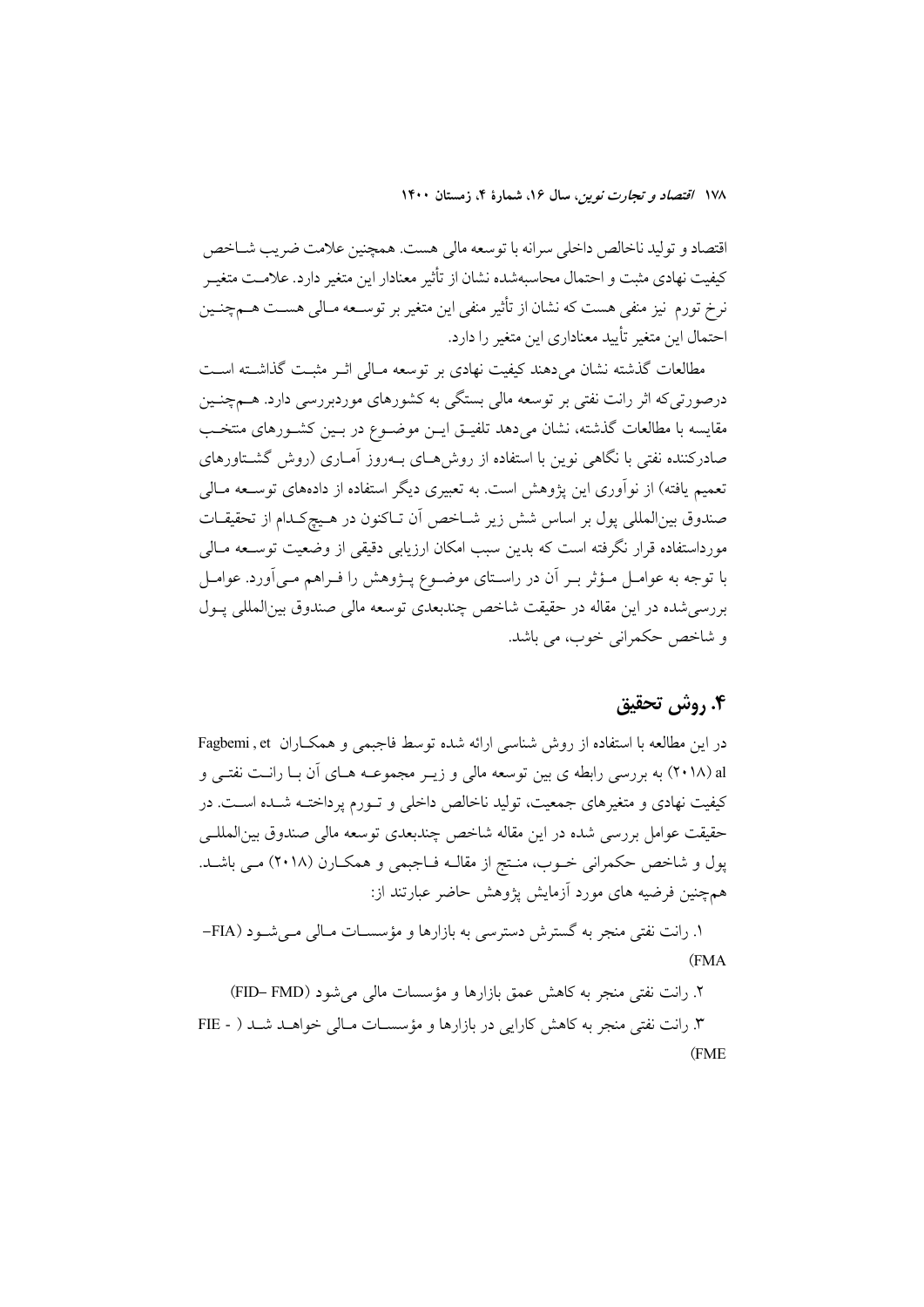اقتصاد و تولید ناخالص داخلی سرانه با توسعه مالی هست. همچنین علامت ضریب شاخص کیفیت نهادی مثبت و احتمال محاسبه‌شده نشان از تأثیر معنادار این متغیر دارد. علامت متغیر نرخ تورم نیز منفی هست که نشان از تأثیر منفی این متغیر بر توسعه مالی هست هم‌چنین احتمال این متغیر تأیید معناداری این متغیر را دارد.

مطالعات گذشته نشان می‌دهند کیفیت نهادی بر توسعه مالی اثر مثبت گذاشته است درصورتی‌که اثر رانت نفتی بر توسعه مالی بستگی به کشورهای موردبررسی دارد. هم‌چنین مقایسه با مطالعات گذشته، نشان می‌دهد تلفیق این موضوع در بین کشورهای منتخب صادرکننده نفتی با نگاهی نوین با استفاده از روش‌های به‌روز آماری (روش گشتاورهای تعمیم یافته) از نوآوری این پژوهش است. به تعبیری دیگر استفاده از داده‌های توسعه مالی صندوق بین‌المللی پول بر اساس شش زیر شاخص آن تاکنون در هیچ‌کدام از تحقیقات مورداستفاده قرار نگرفته است که بدین سبب امکان ارزیابی دقیقی از وضعیت توسعه مالی با توجه به عوامل مؤثر بر آن در راستای موضوع پژوهش را فراهم می‌آورد. عوامل بررسی‌شده در این مقاله در حقیقت شاخص چندبعدی توسعه مالی صندوق بین‌المللی پول و شاخص حکمرانی خوب، می باشد.

## ۴. روش تحقیق

در این مطالعه با استفاده از روش شناسی ارائه شده توسط فاجبمی و همکاران Fagbemi , et al (۲۰۱۸) به بررسی رابطه ی بین توسعه مالی و زیر مجموعه های آن با رانت نفتی و کیفیت نهادی و متغیرهای جمعیت، تولید ناخالص داخلی و تورم پرداخته شده است. در حقیقت عوامل بررسی شده در این مقاله شاخص چندبعدی توسعه مالی صندوق بین‌المللی پول و شاخص حکمرانی خوب، منتج از مقاله فاجبمی و همکارن (۲۰۱۸) می باشد. هم‌چنین فرضیه های مورد آزمایش پژوهش حاضر عبارتند از:

۱. رانت نفتی منجر به گسترش دسترسی به بازارها و مؤسسات مالی می‌شود (FIA–FMA)

۲. رانت نفتی منجر به کاهش عمق بازارها و مؤسسات مالی می‌شود (FID –FMD)

۳. رانت نفتی منجر به کاهش کارایی در بازارها و مؤسسات مالی خواهد شد ( FIE - FME)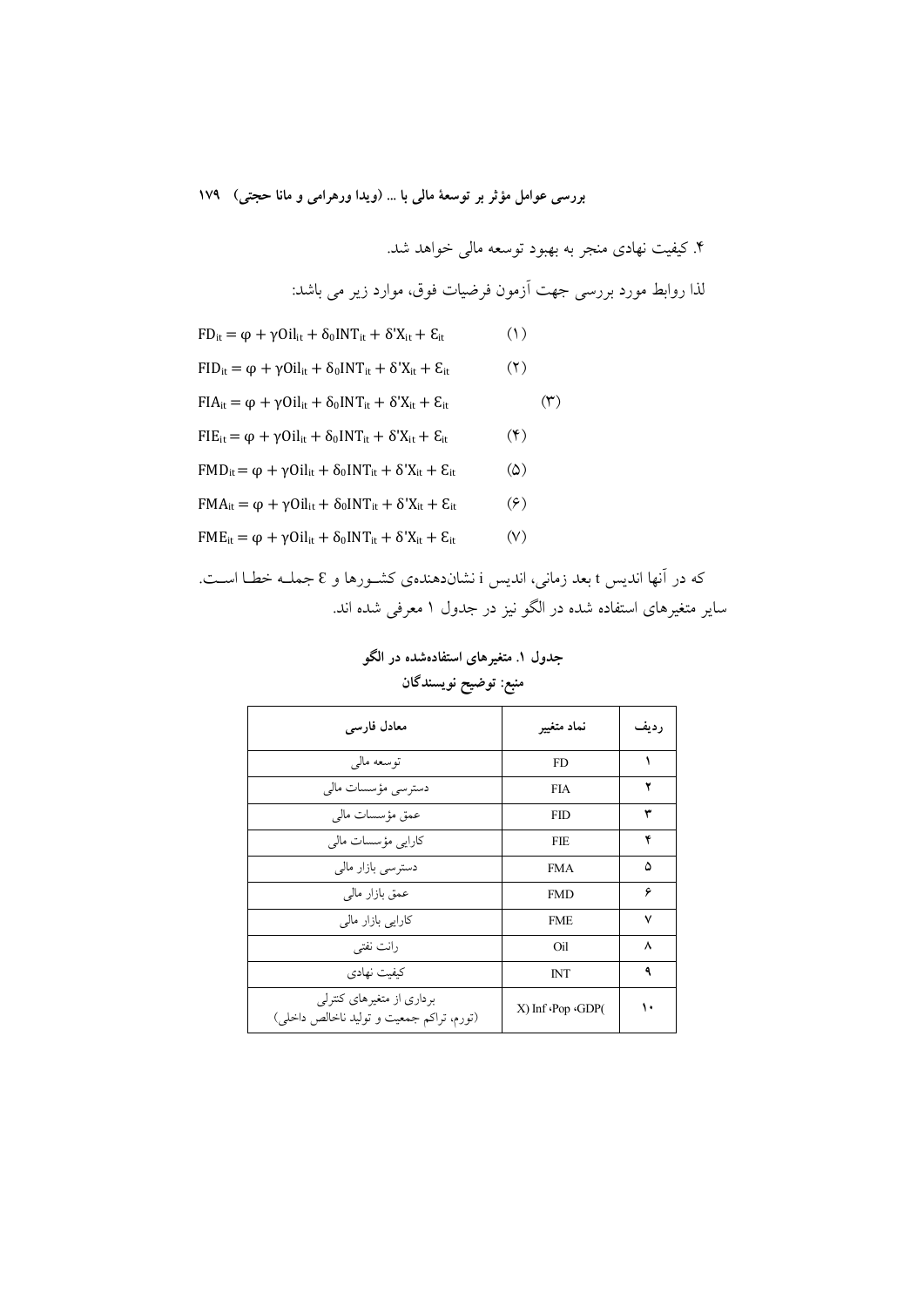۴. کیفیت نهادی منجر به بهبود توسعه مالی خواهد شد.

لذا روابط مورد بررسی جهت آزمون فرضیات فوق، موارد زیر می باشد:

$$FD_{it} = \varphi + \gamma Oil_{it} + \delta_0 INT_{it} + \delta' X_{it} + \varepsilon_{it} \quad (۱)$$

$$FID_{it} = \varphi + \gamma Oil_{it} + \delta_0 INT_{it} + \delta' X_{it} + \varepsilon_{it} \quad (۲)$$

$$FIA_{it} = \varphi + \gamma Oil_{it} + \delta_0 INT_{it} + \delta' X_{it} + \varepsilon_{it} \quad (۳)$$

$$FIE_{it} = \varphi + \gamma Oil_{it} + \delta_0 INT_{it} + \delta' X_{it} + \varepsilon_{it} \quad (۴)$$

$$FMD_{it} = \varphi + \gamma Oil_{it} + \delta_0 INT_{it} + \delta' X_{it} + \varepsilon_{it} \quad (۵)$$

$$FMA_{it} = \varphi + \gamma Oil_{it} + \delta_0 INT_{it} + \delta' X_{it} + \varepsilon_{it} \quad (۶)$$

$$FME_{it} = \varphi + \gamma Oil_{it} + \delta_0 INT_{it} + \delta' X_{it} + \varepsilon_{it} \quad (۷)$$

که در آنها اندیس t بعد زمانی، اندیس i نشان‌دهنده‌ی کشورها و $\varepsilon$ جمله خطا است. سایر متغیرهای استفاده شده در الگو نیز در جدول ۱ معرفی شده اند.

**جدول ۱. متغیرهای استفاده‌شده در الگو**

**منبع: توضیح نویسندگان**

| ردیف | نماد متغییر | معادل فارسی |
|---|---|---|
| ۱ | FD | توسعه مالی |
| ۲ | FIA | دسترسی مؤسسات مالی |
| ۳ | FID | عمق مؤسسات مالی |
| ۴ | FIE | کارایی مؤسسات مالی |
| ۵ | FMA | دسترسی بازار مالی |
| ۶ | FMD | عمق بازار مالی |
| ۷ | FME | کارایی بازار مالی |
| ۸ | Oil | رانت نفتی |
| ۹ | INT | کیفیت نهادی |
| ۱۰ | X) Inf ،Pop ،GDP( | برداری از متغیرهای کنترلی (تورم، تراکم جمعیت و تولید ناخالص داخلی) |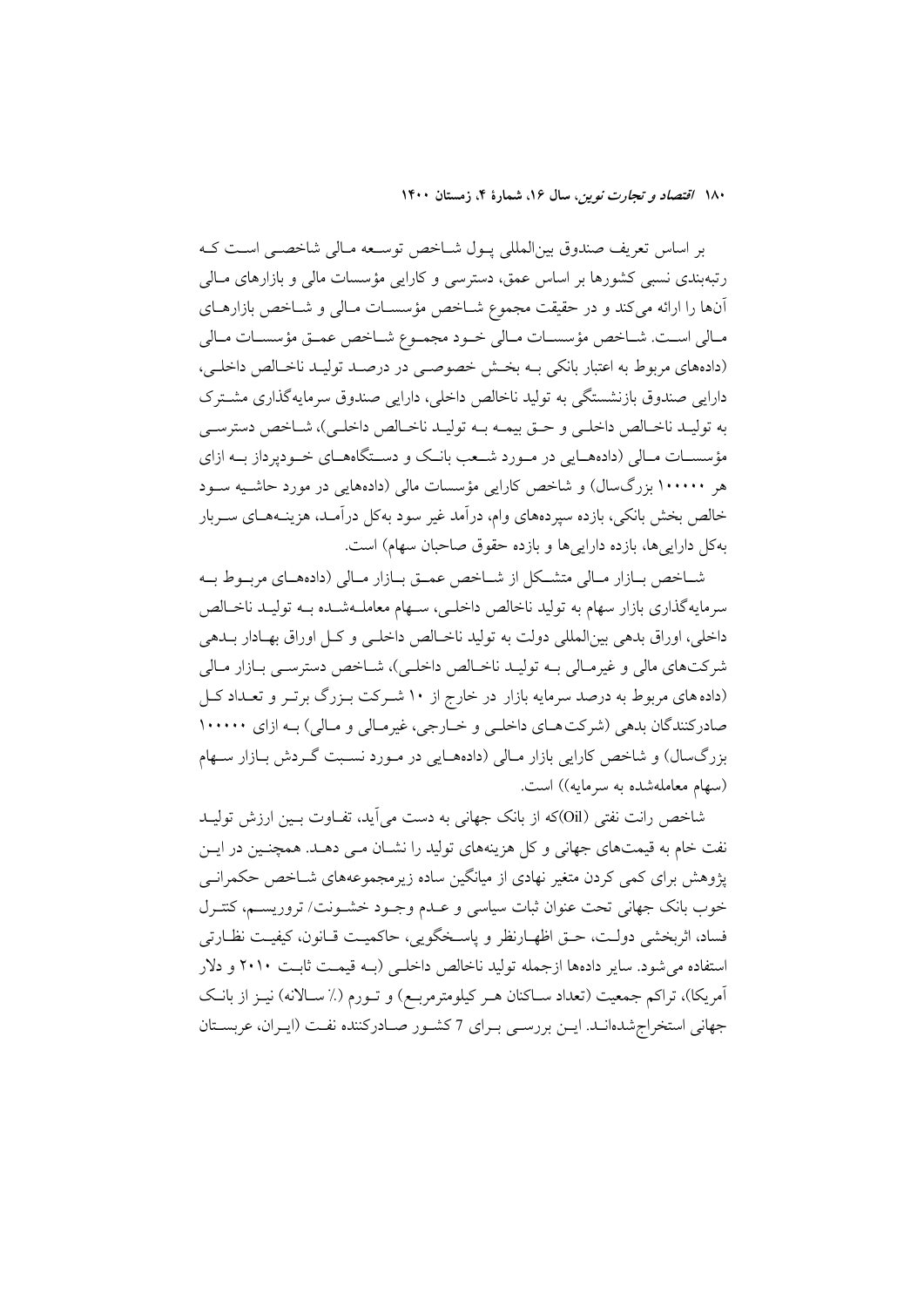بر اساس تعریف صندوق بین‌المللی پول شاخص توسعه مالی شاخصی است که رتبه‌بندی نسبی کشورها بر اساس عمق، دسترسی و کارایی مؤسسات مالی و بازارهای مالی آن‌ها را ارائه می‌کند و در حقیقت مجموع شاخص مؤسسات مالی و شاخص بازارهای مالی است. شاخص مؤسسات مالی خود مجموع شاخص عمق مؤسسات مالی (داده‌های مربوط به اعتبار بانکی به بخش خصوصی در درصد تولید ناخالص داخلی، دارایی صندوق بازنشستگی به تولید ناخالص داخلی، دارایی صندوق سرمایه‌گذاری مشترک به تولید ناخالص داخلی و حق بیمه به تولید ناخالص داخلی)، شاخص دسترسی مؤسسات مالی (داده‌هایی در مورد شعب بانک و دستگاه‌های خودپرداز به ازای هر ۱۰۰۰۰۰ بزرگسال) و شاخص کارایی مؤسسات مالی (داده‌هایی در مورد حاشیه سود خالص بخش بانکی، بازده سپرده‌های وام، درآمد غیر سود به‌کل درآمد، هزینه‌های سربار به‌کل دارایی‌ها، بازده دارایی‌ها و بازده حقوق صاحبان سهام) است.

شاخص بازار مالی متشکل از شاخص عمق بازار مالی (داده‌های مربوط به سرمایه‌گذاری بازار سهام به تولید ناخالص داخلی، سهام معامله‌شده به تولید ناخالص داخلی، اوراق بدهی بین‌المللی دولت به تولید ناخالص داخلی و کل اوراق بهادار بدهی شرکت‌های مالی و غیرمالی به تولید ناخالص داخلی)، شاخص دسترسی بازار مالی (داده‌های مربوط به درصد سرمایه بازار در خارج از ۱۰ شرکت بزرگ برتر و تعداد کل صادرکنندگان بدهی (شرکت‌های داخلی و خارجی، غیرمالی و مالی) به ازای ۱۰۰۰۰۰ بزرگسال) و شاخص کارایی بازار مالی (داده‌هایی در مورد نسبت گردش بازار سهام (سهام معامله‌شده به سرمایه)) است.

شاخص رانت نفتی (Oil)که از بانک جهانی به دست می‌آید، تفاوت بین ارزش تولید نفت خام به قیمت‌های جهانی و کل هزینه‌های تولید را نشان می دهد. همچنین در این پژوهش برای کمی کردن متغیر نهادی از میانگین ساده زیرمجموعه‌های شاخص حکمرانی خوب بانک جهانی تحت عنوان ثبات سیاسی و عدم وجود خشونت/ تروریسم، کنترل فساد، اثربخشی دولت، حق اظهارنظر و پاسخگویی، حاکمیت قانون، کیفیت نظارتی استفاده می‌شود. سایر داده‌ها ازجمله تولید ناخالص داخلی (به قیمت ثابت ۲۰۱۰ و دلار آمریکا)، تراکم جمعیت (تعداد ساکنان هر کیلومترمربع) و تورم (٪ سالانه) نیز از بانک جهانی استخراج‌شده‌اند. این بررسی برای 7 کشور صادرکننده نفت (ایران، عربستان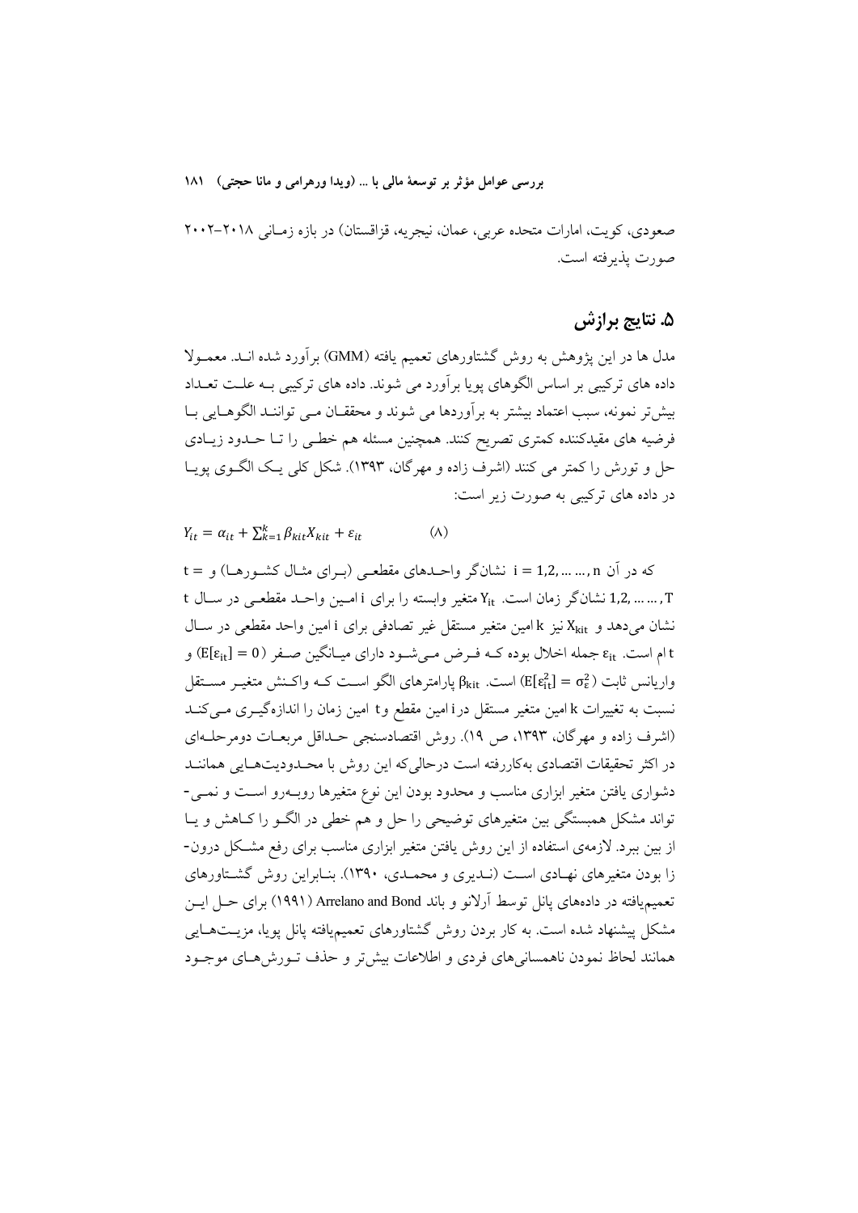صعودی، کویت، امارات متحده عربی، عمان، نیجریه، قزاقستان) در بازه زمـانی ۲۰۱۸–۲۰۰۲ صورت پذیرفته است.

## ۵. نتایج برازش

مدل ها در این پژوهش به روش گشتاورهای تعمیم یافته (GMM) برآورد شده انـد. معمـولا داده های ترکیبی بر اساس الگوهای پویا برآورد می شوند. داده های ترکیبی بـه علـت تعـداد بیش‌تر نمونه، سبب اعتماد بیشتر به برآوردها می شوند و محققـان مـی تواننـد الگوهـایی بـا فرضیه های مقیدکننده کمتری تصریح کنند. همچنین مسئله هم خطـی را تـا حـدود زیـادی حل و تورش را کمتر می کنند (اشرف زاده و مهرگان، ۱۳۹۳). شکل کلی یـک الگـوی پویـا در داده های ترکیبی به صورت زیر است:

$$Y_{it} = \alpha_{it} + \sum_{k=1}^{k} \beta_{kit} X_{kit} + \varepsilon_{it} \qquad (۸)$$

که در آن $i = 1,2, \dots, n$ نشان‌گر واحـدهای مقطعـی (بـرای مثـال کشـورهـا) و $t = 1,2, \dots, T$ نشان‌گر زمان است. $Y_{it}$ متغیر وابسته را برای i امـین واحـد مقطعـی در سـال t نشان می‌دهد و $X_{kit}$ نیز k امین متغیر مستقل غیر تصادفی برای i امین واحد مقطعی در سـال t ام است. $\varepsilon_{it}$ جمله اخلال بوده کـه فـرض مـی‌شـود دارای میـانگین صـفر ($E[\varepsilon_{it}] = 0$) و واریانس ثابت ($E[\varepsilon_{it}^2] = \sigma_\varepsilon^2$) است. $\beta_{kit}$ پارامترهای الگو اسـت کـه واکـنش متغیـر مسـتقل نسبت به تغییرات k امین متغیر مستقل در i امین مقطع و t امین زمان را اندازه‌گیـری مـی‌کنـد (اشرف زاده و مهرگان، ۱۳۹۳، ص ۱۹). روش اقتصادسنجی حـداقل مربعـات دومرحلـه‌ای در اکثر تحقیقات اقتصادی به‌کاررفته است درحالی‌که این روش با محـدودیت‌هـایی هماننـد دشواری یافتن متغیر ابزاری مناسب و محدود بودن این نوع متغیرها روبـه‌رو اسـت و نمـی‌تواند مشکل همبستگی بین متغیرهای توضیحی را حل و هم خطی در الگـو را کـاهش و یـا از بین ببرد. لازمه‌ی استفاده از این روش یافتن متغیر ابزاری مناسب برای رفع مشـکل درون‌زا بودن متغیرهای نهـادی اسـت (نـدیری و محمـدی، ۱۳۹۰). بنـابراین روش گشـتاورهای تعمیم‌یافته در داده‌های پانل توسط آرلانو و باند Arrelano and Bond (۱۹۹۱) برای حـل ایـن مشکل پیشنهاد شده است. به کار بردن روش گشتاورهای تعمیم‌یافته پانل پویا، مزیـت‌هـایی همانند لحاظ نمودن ناهمسانی‌های فردی و اطلاعات بیش‌تر و حذف تـورش‌هـای موجـود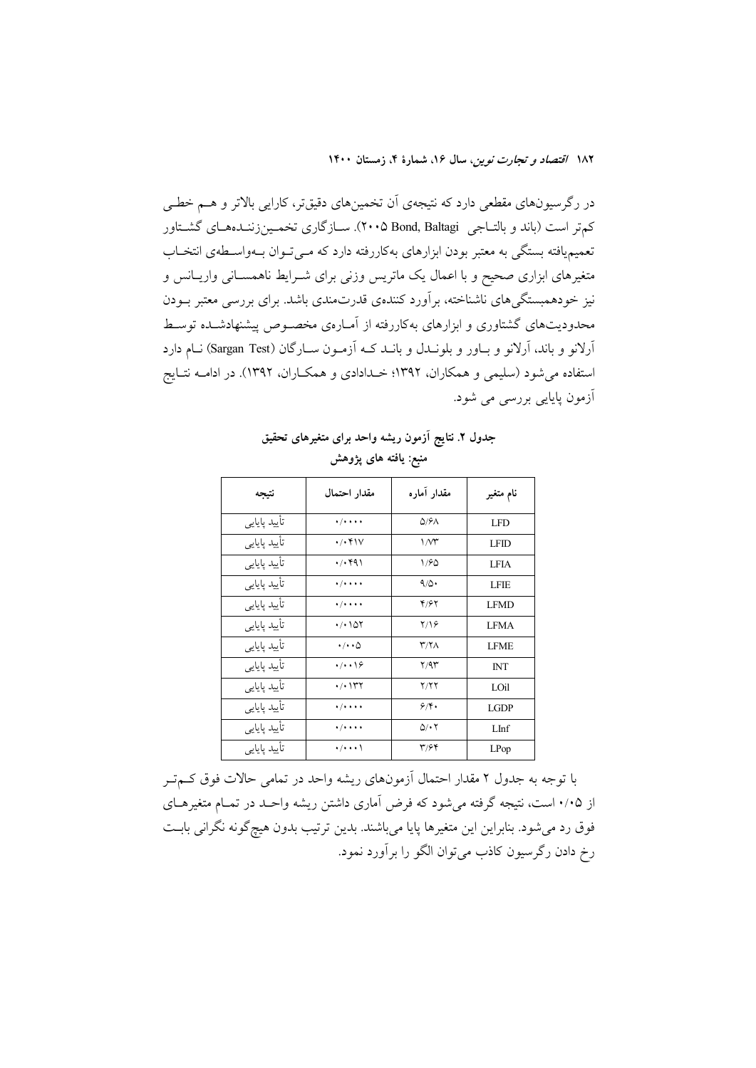در رگرسیون‌های مقطعی دارد که نتیجه‌ی آن تخمین‌های دقیق‌تر، کارایی بالاتر و هم خطی کم‌تر است (باند و بالتاجی Bond, Baltagi ۲۰۰۵). سازگاری تخمین‌زننده‌های گشتاور تعمیم‌یافته بستگی به معتبر بودن ابزارهای به‌کاررفته دارد که می‌توان به‌واسطه‌ی انتخاب متغیرهای ابزاری صحیح و با اعمال یک ماتریس وزنی برای شرایط ناهمسانی واریانس و نیز خودهمبستگی‌های ناشناخته، برآورد کننده‌ی قدرت‌مندی باشد. برای بررسی معتبر بودن محدودیت‌های گشتاوری و ابزارهای به‌کاررفته از آماره‌ی مخصوص پیشنهادشده توسط آرلانو و باند، آرلانو و باور و بلوندل و باند که آزمون سارگان (Sargan Test) نام دارد استفاده می‌شود (سلیمی و همکاران، ۱۳۹۲؛ خدادادی و همکاران، ۱۳۹۲). در ادامه نتایج آزمون پایایی بررسی می شود.

**جدول ۲. نتایج آزمون ریشه واحد برای متغیرهای تحقیق**

**منبع: یافته های پژوهش**

| نام متغیر | مقدار آماره | مقدار احتمال | نتیجه |
| --- | --- | --- | --- |
| LFD | ۵/۶۸ | ۰/۰۰۰۰ | تأیید پایایی |
| LFID | ۱/۷۳ | ۰/۰۴۱۷ | تأیید پایایی |
| LFIA | ۱/۶۵ | ۰/۰۴۹۱ | تأیید پایایی |
| LFIE | ۹/۵۰ | ۰/۰۰۰۰ | تأیید پایایی |
| LFMD | ۴/۶۲ | ۰/۰۰۰۰ | تأیید پایایی |
| LFMA | ۲/۱۶ | ۰/۰۱۵۲ | تأیید پایایی |
| LFME | ۳/۲۸ | ۰/۰۰۰۵ | تأیید پایایی |
| INT | ۲/۹۳ | ۰/۰۰۱۶ | تأیید پایایی |
| LOil | ۲/۲۲ | ۰/۰۱۳۲ | تأیید پایایی |
| LGDP | ۶/۴۰ | ۰/۰۰۰۰ | تأیید پایایی |
| LInf | ۵/۰۲ | ۰/۰۰۰۰ | تأیید پایایی |
| LPop | ۳/۶۴ | ۰/۰۰۰۱ | تأیید پایایی |

با توجه به جدول ۲ مقدار احتمال آزمون‌های ریشه واحد در تمامی حالات فوق کم‌تر از ۰/۰۵ است، نتیجه گرفته می‌شود که فرض آماری داشتن ریشه واحد در تمام متغیرهای فوق رد می‌شود. بنابراین این متغیرها پایا می‌باشند. بدین ترتیب بدون هیچ‌گونه نگرانی بابت رخ دادن رگرسیون کاذب می‌توان الگو را برآورد نمود.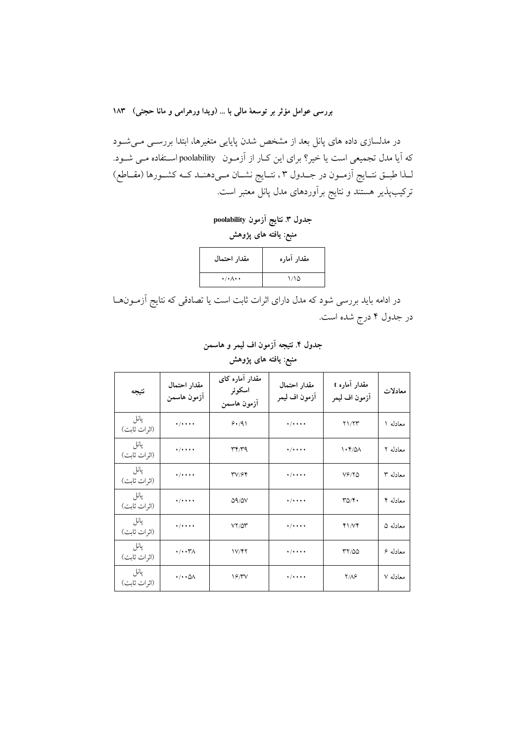در مدلسازی داده های پانل بعد از مشخص شدن پایایی متغیرها، ابتدا بررسی می‌شود که آیا مدل تجمیعی است یا خیر؟ برای این کار از آزمون poolability استفاده می شود. لذا طبق نتایج آزمون در جدول ۳ ، نتایج نشان می‌دهند که کشورها (مقاطع) ترکیب‌پذیر هستند و نتایج برآوردهای مدل پانل معتبر است.

**جدول ۳. نتایج آزمون poolability**

**منبع: یافته های پژوهش**

| مقدار آماره | مقدار احتمال |
|---|---|
| ۱/۱۵ | ۰/۰۸۰۰ |

در ادامه باید بررسی شود که مدل دارای اثرات ثابت است یا تصادفی که نتایج آزمون‌ها در جدول ۴ درج شده است.

**جدول ۴. نتیجه آزمون اف لیمر و هاسمن**

**منبع: یافته های پژوهش**

| معادلات | مقدار آماره t آزمون اف لیمر | مقدار احتمال آزمون اف لیمر | مقدار آماره کای اسکوئر آزمون هاسمن | مقدار احتمال آزمون هاسمن | نتیجه |
|---|---|---|---|---|---|
| معادله ۱ | ۲۱/۲۳ | ۰/۰۰۰۰ | ۶۰/۹۱ | ۰/۰۰۰۰ | پانل (اثرات ثابت) |
| معادله ۲ | ۱۰۴/۵۸ | ۰/۰۰۰۰ | ۳۴/۳۹ | ۰/۰۰۰۰ | پانل (اثرات ثابت) |
| معادله ۳ | ۷۶/۲۵ | ۰/۰۰۰۰ | ۳۷/۶۴ | ۰/۰۰۰۰ | پانل (اثرات ثابت) |
| معادله ۴ | ۳۵/۴۰ | ۰/۰۰۰۰ | ۵۹/۵۷ | ۰/۰۰۰۰ | پانل (اثرات ثابت) |
| معادله ۵ | ۴۱/۷۴ | ۰/۰۰۰۰ | ۷۲/۵۳ | ۰/۰۰۰۰ | پانل (اثرات ثابت) |
| معادله ۶ | ۳۲/۵۵ | ۰/۰۰۰۰ | ۱۷/۴۲ | ۰/۰۰۳۸ | پانل (اثرات ثابت) |
| معادله ۷ | ۲/۸۶ | ۰/۰۰۰۰ | ۱۶/۳۷ | ۰/۰۰۵۸ | پانل (اثرات ثابت) |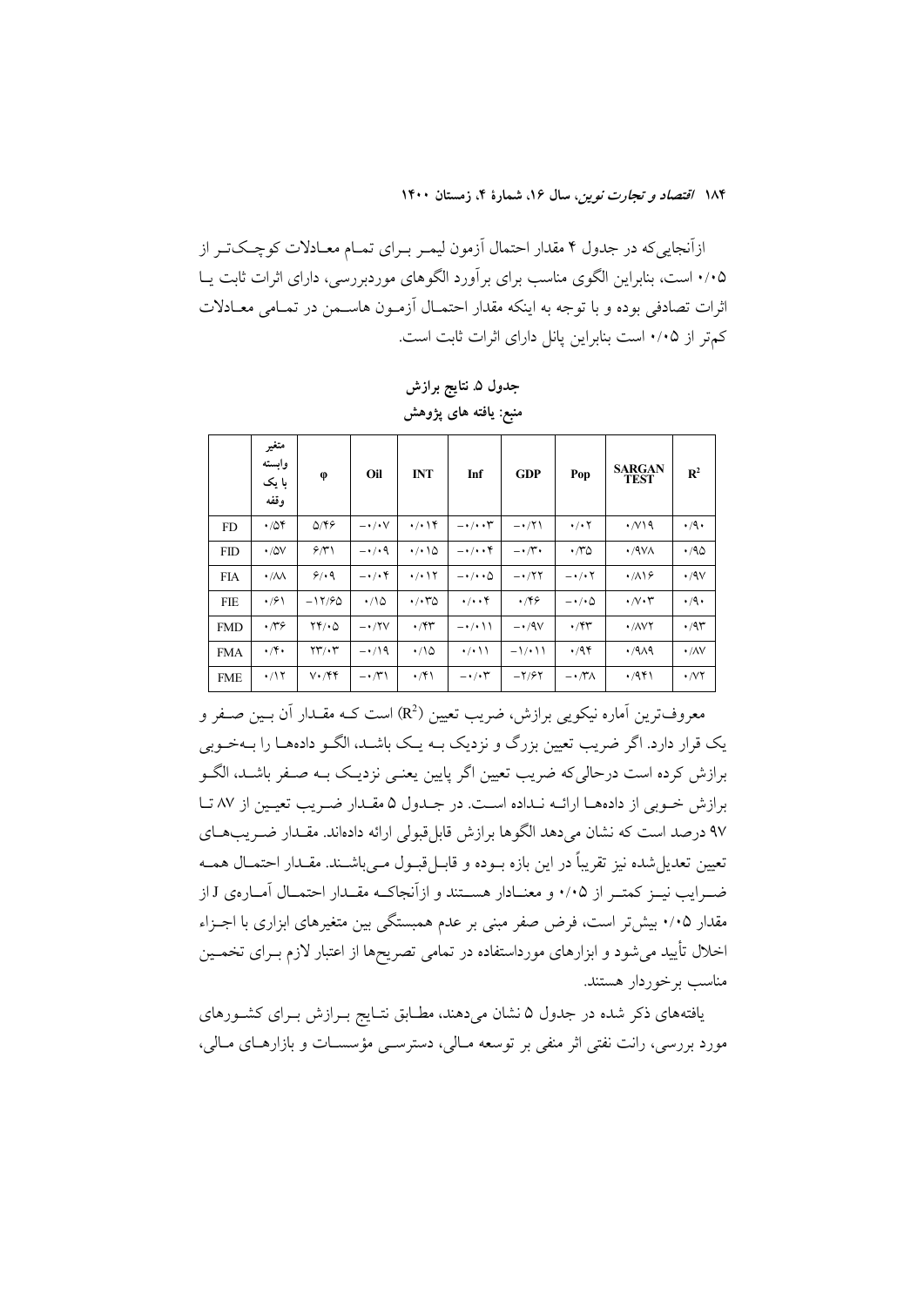ازآنجایی‌که در جدول ۴ مقدار احتمال آزمون لیمر برای تمام معادلات کوچک‌تر از ۰/۰۵ است، بنابراین الگوی مناسب برای برآورد الگوهای موردبررسی، دارای اثرات ثابت یا اثرات تصادفی بوده و با توجه به اینکه مقدار احتمال آزمون هاسمن در تمامی معادلات کم‌تر از ۰/۰۵ است بنابراین پانل دارای اثرات ثابت است.

**جدول ۵. نتایج برازش**

**منبع: یافته های پژوهش**

| | متغیر وابسته با یک وقفه | φ | Oil | INT | Inf | GDP | Pop | SARGAN TEST | $R^2$ |
|---|---|---|---|---|---|---|---|---|---|
| FD | ۰/۵۴ | ۵/۴۶ | −۰/۰۷ | ۰/۰۱۴ | −۰/۰۰۳ | −۰/۲۱ | ۰/۰۲ | ۰/۷۱۹ | ۰/۹۰ |
| FID | ۰/۵۷ | ۶/۳۱ | −۰/۰۹ | ۰/۰۱۵ | −۰/۰۰۴ | −۰/۳۰ | ۰/۳۵ | ۰/۹۷۸ | ۰/۹۵ |
| FIA | ۰/۸۸ | ۶/۰۹ | −۰/۰۴ | ۰/۰۱۲ | −۰/۰۰۵ | −۰/۲۲ | −۰/۰۲ | ۰/۸۱۶ | ۰/۹۷ |
| FIE | ۰/۶۱ | −۱۲/۶۵ | ۰/۱۵ | ۰/۰۳۵ | ۰/۰۰۴ | ۰/۴۶ | −۰/۰۵ | ۰/۷۰۳ | ۰/۹۰ |
| FMD | ۰/۳۶ | ۲۴/۰۵ | −۰/۲۷ | ۰/۴۳ | −۰/۰۱۱ | −۰/۹۷ | ۰/۴۳ | ۰/۸۷۲ | ۰/۹۳ |
| FMA | ۰/۴۰ | ۲۳/۰۳ | −۰/۱۹ | ۰/۱۵ | ۰/۰۱۱ | −۱/۰۱۱ | ۰/۹۴ | ۰/۹۸۹ | ۰/۸۷ |
| FME | ۰/۱۲ | ۷۰/۴۴ | −۰/۳۱ | ۰/۴۱ | −۰/۰۳ | −۲/۶۲ | −۰/۳۸ | ۰/۹۴۱ | ۰/۷۲ |

معروف‌ترین آماره نیکویی برازش، ضریب تعیین ($R^2$) است که مقدار آن بین صفر و یک قرار دارد. اگر ضریب تعیین بزرگ و نزدیک به یک باشد، الگو داده‌ها را به‌خوبی برازش کرده است درحالی‌که ضریب تعیین اگر پایین یعنی نزدیک به صفر باشد، الگو برازش خوبی از داده‌ها ارائه نداده است. در جدول ۵ مقدار ضریب تعیین از ۸۷ تا ۹۷ درصد است که نشان می‌دهد الگوها برازش قابل‌قبولی ارائه داده‌اند. مقدار ضریب‌های تعیین تعدیل‌شده نیز تقریباً در این بازه بوده و قابل‌قبول می‌باشند. مقدار احتمال همه ضرایب نیز کمتر از ۰/۰۵ و معنادار هستند و ازآنجاکه مقدار احتمال آماره‌ی J از مقدار ۰/۰۵ بیش‌تر است، فرض صفر مبنی بر عدم همبستگی بین متغیرهای ابزاری با اجزاء اخلال تأیید می‌شود و ابزارهای مورداستفاده در تمامی تصریح‌ها از اعتبار لازم برای تخمین مناسب برخوردار هستند.

یافته‌های ذکر شده در جدول ۵ نشان می‌دهند، مطابق نتایج برازش برای کشورهای مورد بررسی، رانت نفتی اثر منفی بر توسعه مالی، دسترسی مؤسسات و بازارهای مالی،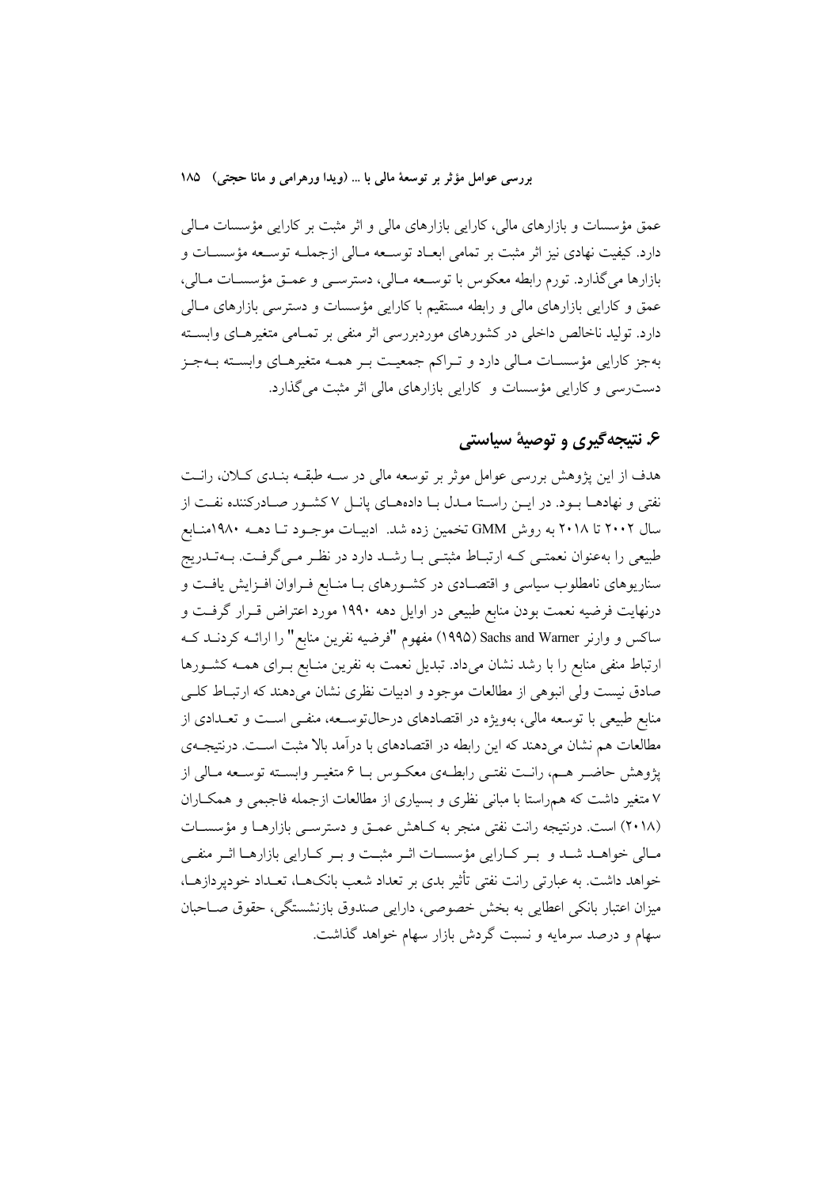عمق مؤسسات و بازارهای مالی، کارایی بازارهای مالی و اثر مثبت بر کارایی مؤسسات مالی دارد. کیفیت نهادی نیز اثر مثبت بر تمامی ابعاد توسعه مالی ازجمله توسعه مؤسسات و بازارها می‌گذارد. تورم رابطه معکوس با توسعه مالی، دسترسی و عمق مؤسسات مالی، عمق و کارایی بازارهای مالی و رابطه مستقیم با کارایی مؤسسات و دسترسی بازارهای مالی دارد. تولید ناخالص داخلی در کشورهای موردبررسی اثر منفی بر تمامی متغیرهای وابسته به‌جز کارایی مؤسسات مالی دارد و تراکم جمعیت بر همه متغیرهای وابسته به‌جز دست‌رسی و کارایی مؤسسات و کارایی بازارهای مالی اثر مثبت می‌گذارد.

## ۶. نتیجه‌گیری و توصیهٔ سیاستی

هدف از این پژوهش بررسی عوامل موثر بر توسعه مالی در سه طبقه بندی کلان، رانت نفتی و نهادها بود. در این راستا مدل با داده‌های پانل ۷ کشور صادرکننده نفت از سال ۲۰۰۲ تا ۲۰۱۸ به روش GMM تخمین زده شد. ادبیات موجود تا دهه ۱۹۸۰منابع طبیعی را به‌عنوان نعمتی که ارتباط مثبتی با رشد دارد در نظر می‌گرفت. به‌تدریج سناریوهای نامطلوب سیاسی و اقتصادی در کشورهای با منابع فراوان افزایش یافت و درنهایت فرضیه نعمت بودن منابع طبیعی در اوایل دهه ۱۹۹۰ مورد اعتراض قرار گرفت و ساکس و وارنر Sachs and Warner (۱۹۹۵) مفهوم "فرضیه نفرین منابع" را ارائه کردند که ارتباط منفی منابع را با رشد نشان می‌داد. تبدیل نعمت به نفرین منابع برای همه کشورها صادق نیست ولی انبوهی از مطالعات موجود و ادبیات نظری نشان می‌دهند که ارتباط کلی منابع طبیعی با توسعه مالی، به‌ویژه در اقتصادهای درحال‌توسعه، منفی است و تعدادی از مطالعات هم نشان می‌دهند که این رابطه در اقتصادهای با درآمد بالا مثبت است. درنتیجه‌ی پژوهش حاضر هم، رانت نفتی رابطه‌ی معکوس با ۶ متغیر وابسته توسعه مالی از ۷ متغیر داشت که هم‌راستا با مبانی نظری و بسیاری از مطالعات ازجمله فاجبمی و همکاران (۲۰۱۸) است. درنتیجه رانت نفتی منجر به کاهش عمق و دسترسی بازارها و مؤسسات مالی خواهد شد و بر کارایی مؤسسات اثر مثبت و بر کارایی بازارها اثر منفی خواهد داشت. به عبارتی رانت نفتی تأثیر بدی بر تعداد شعب بانک‌ها، تعداد خودپردازها، میزان اعتبار بانکی اعطایی به بخش خصوصی، دارایی صندوق بازنشستگی، حقوق صاحبان سهام و درصد سرمایه و نسبت گردش بازار سهام خواهد گذاشت.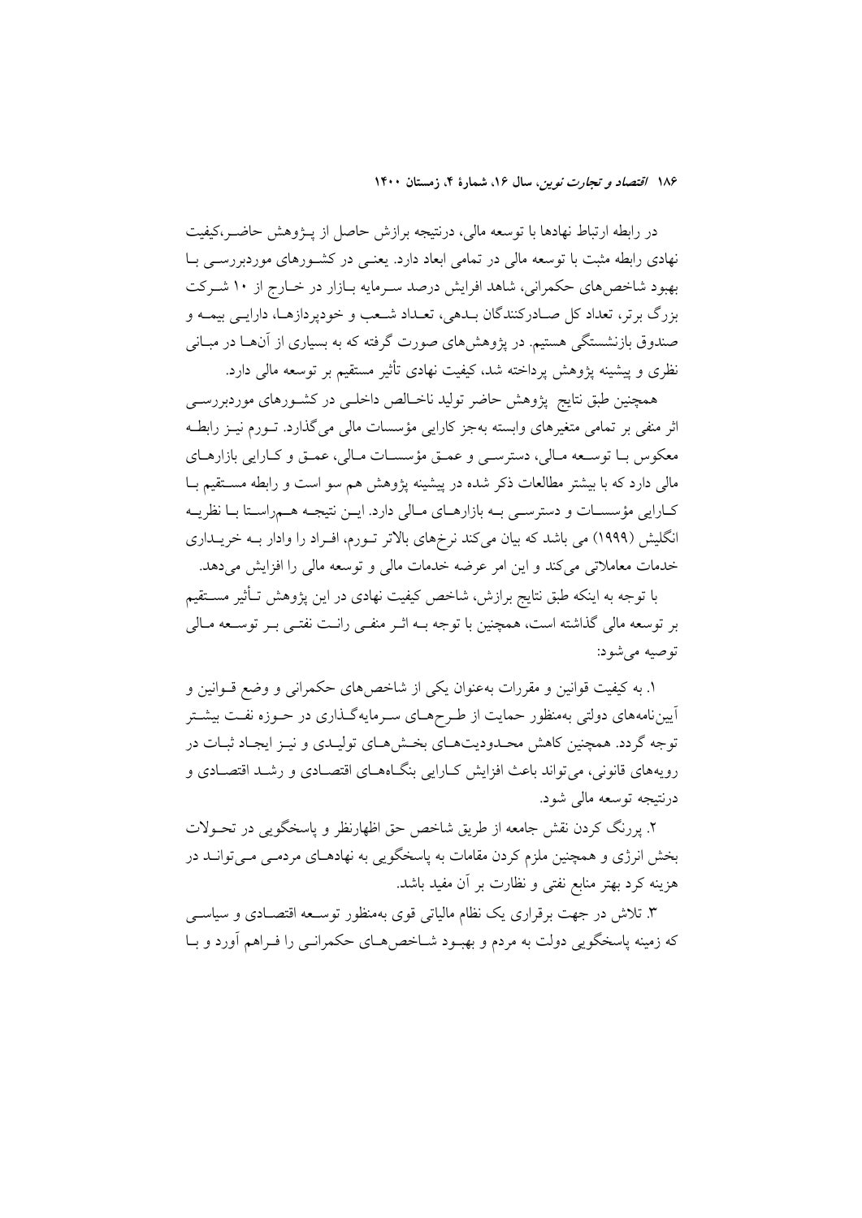در رابطه ارتباط نهادها با توسعه مالی، درنتیجه برازش حاصل از پـژوهش حاضـر،کیفیت نهادی رابطه مثبت با توسعه مالی در تمامی ابعاد دارد. یعنـی در کشـورهای موردبررسـی بـا بهبود شاخص‌های حکمرانی، شاهد افزایش درصد سـرمایه بـازار در خـارج از ۱۰ شـرکت بزرگ برتر، تعداد کل صـادرکنندگان بـدهی، تعـداد شـعب و خودپردازهـا، دارایـی بیمـه و صندوق بازنشستگی هستیم. در پژوهش‌های صورت گرفته که به بسیاری از آن‌هـا در مبـانی نظری و پیشینه پژوهش پرداخته شد، کیفیت نهادی تأثیر مستقیم بر توسعه مالی دارد.

همچنین طبق نتایج پژوهش حاضر تولید ناخـالص داخلـی در کشـورهای موردبررسـی اثر منفی بر تمامی متغیرهای وابسته به‌جز کارایی مؤسسات مالی می‌گذارد. تـورم نیـز رابطـه معکوس بـا توسـعه مـالی، دسترسـی و عمـق مؤسسـات مـالی، عمـق و کـارایی بازارهـای مالی دارد که با بیشتر مطالعات ذکر شده در پیشینه پژوهش هم سو است و رابطه مسـتقیم بـا کـارایی مؤسسـات و دسترسـی بـه بازارهـای مـالی دارد. ایـن نتیجـه هـم‌راسـتا بـا نظریـه انگلیش (۱۹۹۹) می باشد که بیان می‌کند نرخ‌های بالاتر تـورم، افـراد را وادار بـه خریـداری خدمات معاملاتی می‌کند و این امر عرضه خدمات مالی و توسعه مالی را افزایش می‌دهد.

با توجه به اینکه طبق نتایج برازش، شاخص کیفیت نهادی در این پژوهش تـأثیر مسـتقیم بر توسعه مالی گذاشته است، همچنین با توجه بـه اثـر منفـی رانـت نفتـی بـر توسـعه مـالی توصیه می‌شود:

۱. به کیفیت قوانین و مقررات به‌عنوان یکی از شاخص‌های حکمرانی و وضع قـوانین و آیین‌نامه‌های دولتی به‌منظور حمایت از طـرح‌هـای سـرمایه‌گـذاری در حـوزه نفـت بیشـتر توجه گردد. همچنین کاهش محـدودیت‌هـای بخـش‌هـای تولیـدی و نیـز ایجـاد ثبـات در رویه‌های قانونی، می‌تواند باعث افزایش کـارایی بنگـاه‌هـای اقتصـادی و رشـد اقتصـادی و درنتیجه توسعه مالی شود.

۲. پررنگ کردن نقش جامعه از طریق شاخص حق اظهارنظر و پاسخگویی در تحـولات بخش انرژی و همچنین ملزم کردن مقامات به پاسخگویی به نهادهـای مردمـی مـی‌توانـد در هزینه کرد بهتر منابع نفتی و نظارت بر آن مفید باشد.

۳. تلاش در جهت برقراری یک نظام مالیاتی قوی به‌منظور توسـعه اقتصـادی و سیاسـی که زمینه پاسخگویی دولت به مردم و بهبـود شـاخص‌هـای حکمرانـی را فـراهم آورد و بـا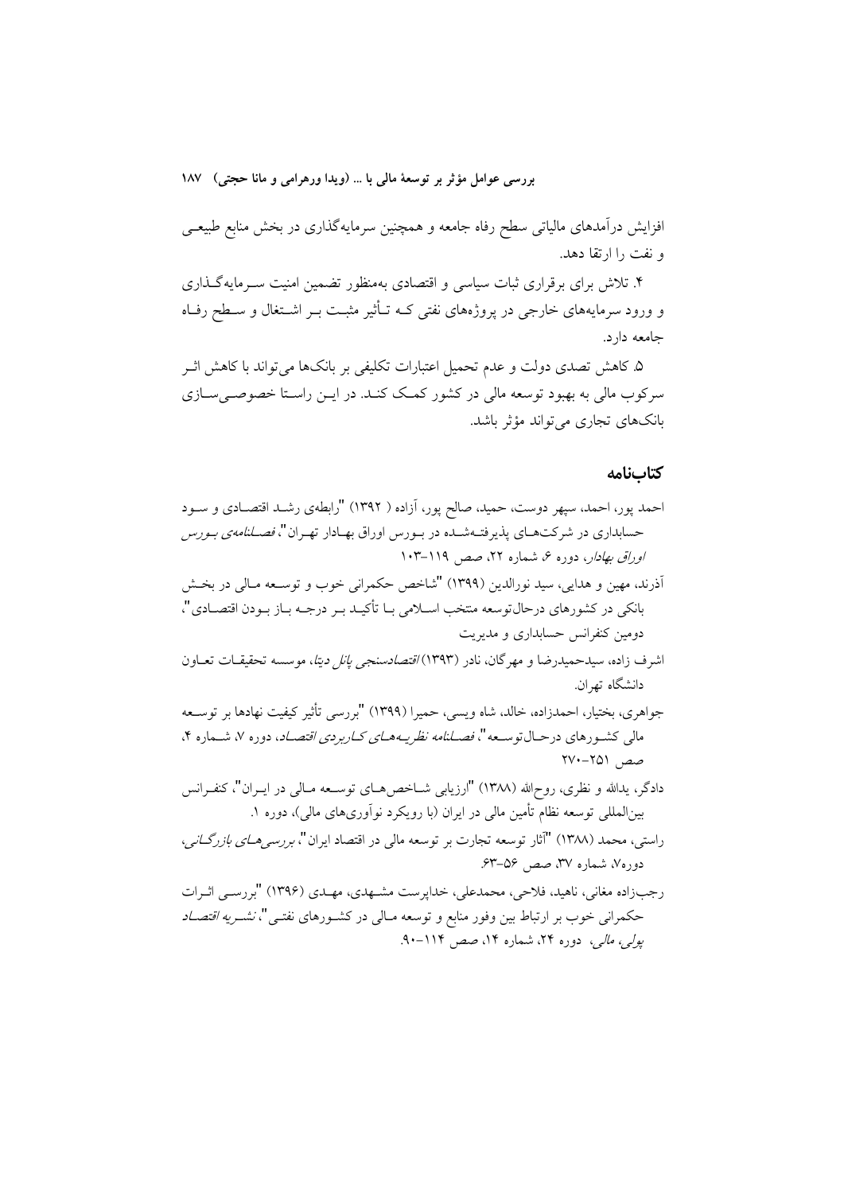افزایش درآمدهای مالیاتی سطح رفاه جامعه و همچنین سرمایه‌گذاری در بخش منابع طبیعی و نفت را ارتقا دهد.

۴. تلاش برای برقراری ثبات سیاسی و اقتصادی به‌منظور تضمین امنیت سرمایه‌گذاری و ورود سرمایه‌های خارجی در پروژه‌های نفتی که تأثیر مثبت بر اشتغال و سطح رفاه جامعه دارد.

۵. کاهش تصدی دولت و عدم تحمیل اعتبارات تکلیفی بر بانک‌ها می‌تواند با کاهش اثر سرکوب مالی به بهبود توسعه مالی در کشور کمک کند. در این راستا خصوصی‌سازی بانک‌های تجاری می‌تواند مؤثر باشد.

## کتاب‌نامه

احمد پور، احمد، سپهر دوست، حمید، صالح پور، آزاده (۱۳۹۲) "رابطه‌ی رشد اقتصادی و سود حسابداری در شرکت‌های پذیرفته‌شده در بورس اوراق بهادار تهران"، *فصلنامه‌ی بورس اوراق بهادار*، دوره ۶، شماره ۲۲، صص ۱۱۹-۱۰۳

آذرند، مهین و هدایی، سید نورالدین (۱۳۹۹) "شاخص حکمرانی خوب و توسعه مالی در بخش بانکی در کشورهای درحال‌توسعه منتخب اسلامی با تأکید بر درجه باز بودن اقتصادی"، دومین کنفرانس حسابداری و مدیریت

اشرف زاده، سیدحمیدرضا و مهرگان، نادر (۱۳۹۳) *اقتصادسنجی پانل دیتا*، موسسه تحقیقات تعاون دانشگاه تهران.

جواهری، بختیار، احمدزاده، خالد، شاه ویسی، حمیرا (۱۳۹۹) "بررسی تأثیر کیفیت نهادها بر توسعه مالی کشورهای درحال‌توسعه"، *فصلنامه نظریه‌های کاربردی اقتصاد*، دوره ۷، شماره ۴، صص ۲۵۱-۲۷۰

دادگر، یدالله و نظری، روح‌الله (۱۳۸۸) "ارزیابی شاخص‌های توسعه مالی در ایران"، کنفرانس بین‌المللی توسعه نظام تأمین مالی در ایران (با رویکرد نوآوری‌های مالی)، دوره ۱.

راستی، محمد (۱۳۸۸) "آثار توسعه تجارت بر توسعه مالی در اقتصاد ایران"، *بررسی‌های بازرگانی*، دوره۷، شماره ۳۷، صص ۵۶-۶۳.

رجب‌زاده مغانی، ناهید، فلاحی، محمدعلی، خداپرست مشهدی، مهدی (۱۳۹۶) "بررسی اثرات حکمرانی خوب بر ارتباط بین وفور منابع و توسعه مالی در کشورهای نفتی"، *نشریه اقتصاد پولی، مالی*، دوره ۲۴، شماره ۱۴، صص ۱۱۴-۹۰.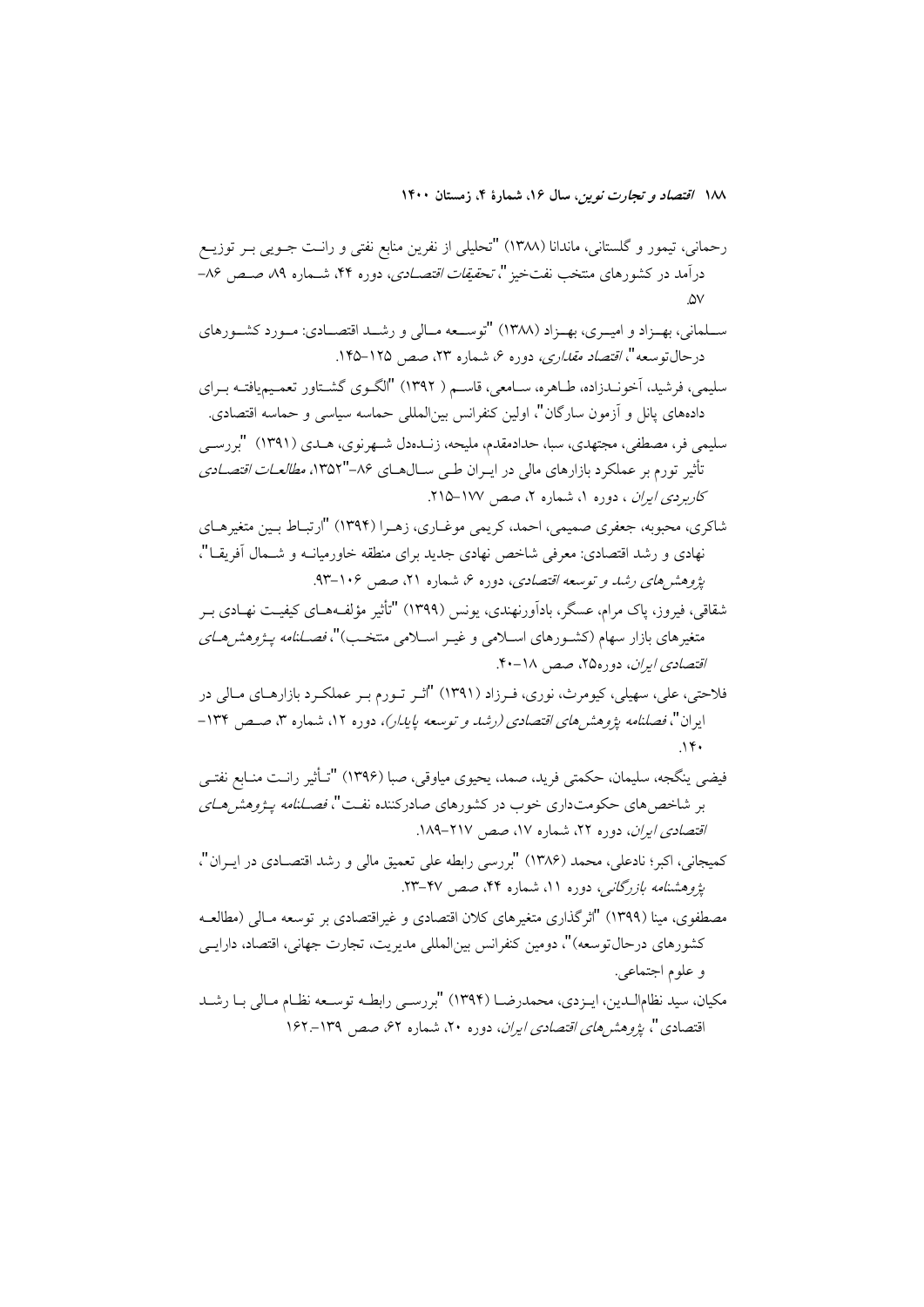رحمانی، تیمور و گلستانی، ماندانا (۱۳۸۸) "تحلیلی از نفرین منابع نفتی و رانت جویی بر توزیع درآمد در کشورهای منتخب نفت‌خیز"، *تحقیقات اقتصادی*، دوره ۴۴، شماره ۸۹، صص ۸۶-۵۷.

سلمانی، بهزاد و امیری، بهزاد (۱۳۸۸) "توسعه مالی و رشد اقتصادی: مورد کشورهای درحال‌توسعه"، *اقتصاد مقداری*، دوره ۶، شماره ۲۳، صص ۱۲۵-۱۴۵.

سلیمی، فرشید، آخوندزاده، طاهره، سامعی، قاسم ( ۱۳۹۲) "الگوی گشتاور تعمیم‌یافته برای داده‌های پانل و آزمون سارگان"، اولین کنفرانس بین‌المللی حماسه سیاسی و حماسه اقتصادی.

سلیمی فر، مصطفی، مجتهدی، سبا، حدادمقدم، ملیحه، زنده‌دل شهرنوی، هدی (۱۳۹۱) "بررسی تأثیر تورم بر عملکرد بازارهای مالی در ایران طی سال‌های ۸۶-"۱۳۵۲، *مطالعات اقتصادی کاربردی ایران* ، دوره ۱، شماره ۲، صص ۱۷۷-۲۱۵.

شاکری، محبوبه، جعفری صمیمی، احمد، کریمی موغاری، زهرا (۱۳۹۴) "ارتباط بین متغیرهای نهادی و رشد اقتصادی: معرفی شاخص نهادی جدید برای منطقه خاورمیانه و شمال آفریقا"، *پژوهش‌های رشد و توسعه اقتصادی*، دوره ۶، شماره ۲۱، صص ۱۰۶-۹۳.

شقاقی، فیروز، پاک مرام، عسگر، بادآورنهندی، یونس (۱۳۹۹) "تأثیر مؤلفه‌های کیفیت نهادی بر متغیرهای بازار سهام (کشورهای اسلامی و غیر اسلامی منتخب)"، *فصلنامه پژوهش‌های اقتصادی ایران*، دوره۲۵، صص ۱۸-۴۰.

فلاحتی، علی، سهیلی، کیومرث، نوری، فرزاد (۱۳۹۱) "اثر تورم بر عملکرد بازارهای مالی در ایران"، *فصلنامه پژوهش‌های اقتصادی (رشد و توسعه پایدار)*، دوره ۱۲، شماره ۳، صص ۱۳۴-۱۴۰.

فیضی ینگجه، سلیمان، حکمتی فرید، صمد، یحیوی میاوقی، صبا (۱۳۹۶) "تأثیر رانت منابع نفتی بر شاخص‌های حکومت‌داری خوب در کشورهای صادرکننده نفت"، *فصلنامه پژوهش‌های اقتصادی ایران*، دوره ۲۲، شماره ۱۷، صص ۲۱۷-۱۸۹.

کمیجانی، اکبر؛ نادعلی، محمد (۱۳۸۶) "بررسی رابطه علی تعمیق مالی و رشد اقتصادی در ایران"، *پژوهشنامه بازرگانی*، دوره ۱۱، شماره ۴۴، صص ۴۷-۲۳.

مصطفوی، مینا (۱۳۹۹) "اثرگذاری متغیرهای کلان اقتصادی و غیراقتصادی بر توسعه مالی (مطالعه کشورهای درحال‌توسعه)"، دومین کنفرانس بین‌المللی مدیریت، تجارت جهانی، اقتصاد، دارایی و علوم اجتماعی.

مکیان، سید نظام‌الدین، ایزدی، محمدرضا (۱۳۹۴) "بررسی رابطه توسعه نظام مالی با رشد اقتصادی"، *پژوهش‌های اقتصادی ایران*، دوره ۲۰، شماره ۶۲، صص ۱۳۹-۱۶۲.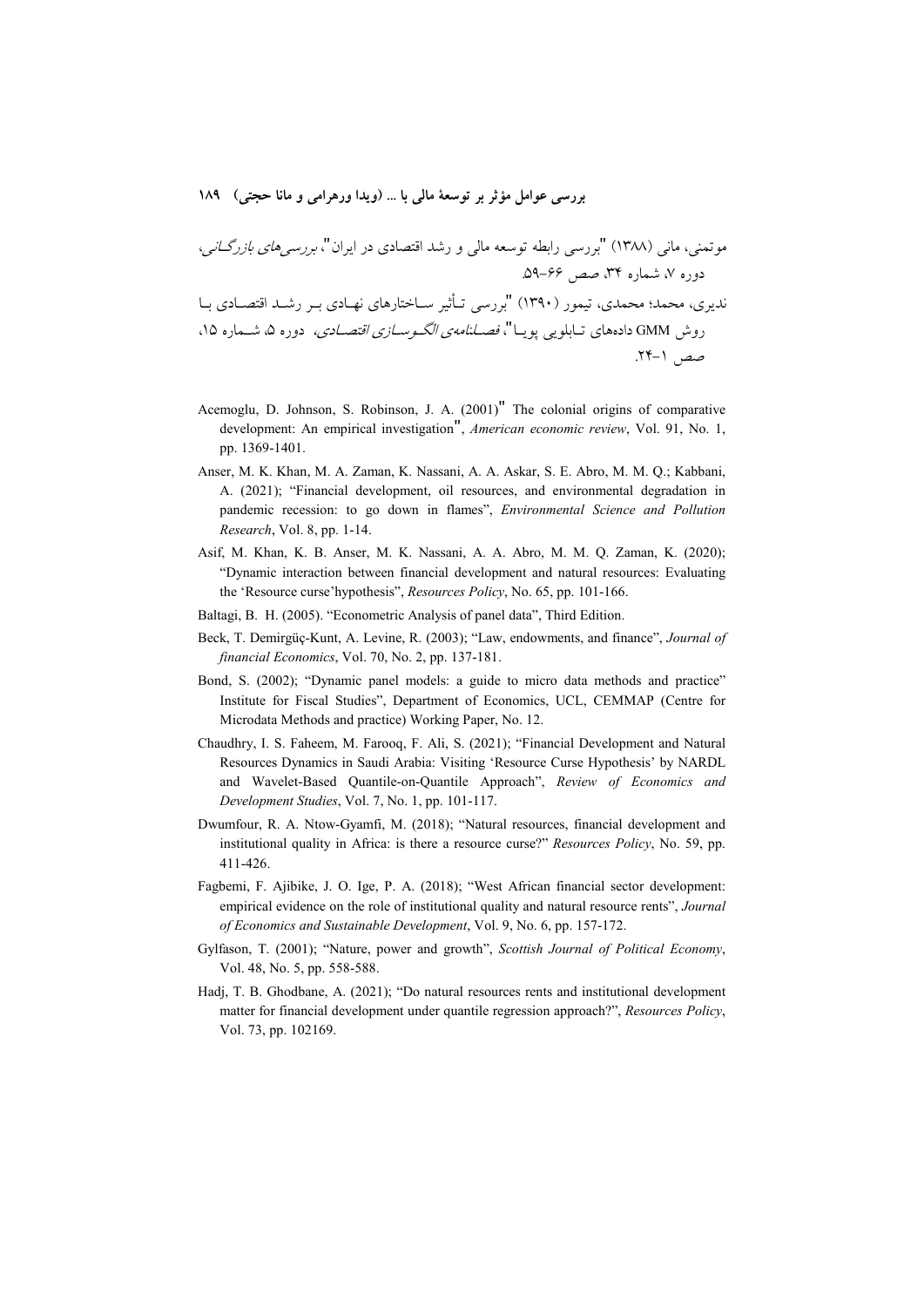موتمنی، مانی (۱۳۸۸) "بررسی رابطه توسعه مالی و رشد اقتصادی در ایران"، *بررسی‌های بازرگانی*، دوره ۷، شماره ۳۴، صص ۶۶-۵۹.

ندیری، محمد؛ محمدی، تیمور (۱۳۹۰) "بررسی تأثیر ساختارهای نهادی بر رشد اقتصادی با روش GMM داده‌های تابلویی پویا"، *فصلنامه‌ی الگوسازی اقتصادی*، دوره ۵، شماره ۱۵، صص ۱-۲۴.

Acemoglu, D. Johnson, S. Robinson, J. A. (2001)" The colonial origins of comparative development: An empirical investigation", *American economic review*, Vol. 91, No. 1, pp. 1369-1401.

Anser, M. K. Khan, M. A. Zaman, K. Nassani, A. A. Askar, S. E. Abro, M. M. Q.; Kabbani, A. (2021); "Financial development, oil resources, and environmental degradation in pandemic recession: to go down in flames", *Environmental Science and Pollution Research*, Vol. 8, pp. 1-14.

Asif, M. Khan, K. B. Anser, M. K. Nassani, A. A. Abro, M. M. Q. Zaman, K. (2020); "Dynamic interaction between financial development and natural resources: Evaluating the 'Resource curse'hypothesis", *Resources Policy*, No. 65, pp. 101-166.

Baltagi, B. H. (2005). "Econometric Analysis of panel data", Third Edition.

Beck, T. Demirgüç-Kunt, A. Levine, R. (2003); "Law, endowments, and finance", *Journal of financial Economics*, Vol. 70, No. 2, pp. 137-181.

Bond, S. (2002); "Dynamic panel models: a guide to micro data methods and practice" Institute for Fiscal Studies", Department of Economics, UCL, CEMMAP (Centre for Microdata Methods and practice) Working Paper, No. 12.

Chaudhry, I. S. Faheem, M. Farooq, F. Ali, S. (2021); "Financial Development and Natural Resources Dynamics in Saudi Arabia: Visiting 'Resource Curse Hypothesis' by NARDL and Wavelet-Based Quantile-on-Quantile Approach", *Review of Economics and Development Studies*, Vol. 7, No. 1, pp. 101-117.

Dwumfour, R. A. Ntow-Gyamfi, M. (2018); "Natural resources, financial development and institutional quality in Africa: is there a resource curse?" *Resources Policy*, No. 59, pp. 411-426.

Fagbemi, F. Ajibike, J. O. Ige, P. A. (2018); "West African financial sector development: empirical evidence on the role of institutional quality and natural resource rents", *Journal of Economics and Sustainable Development*, Vol. 9, No. 6, pp. 157-172.

Gylfason, T. (2001); "Nature, power and growth", *Scottish Journal of Political Economy*, Vol. 48, No. 5, pp. 558-588.

Hadj, T. B. Ghodbane, A. (2021); "Do natural resources rents and institutional development matter for financial development under quantile regression approach?", *Resources Policy*, Vol. 73, pp. 102169.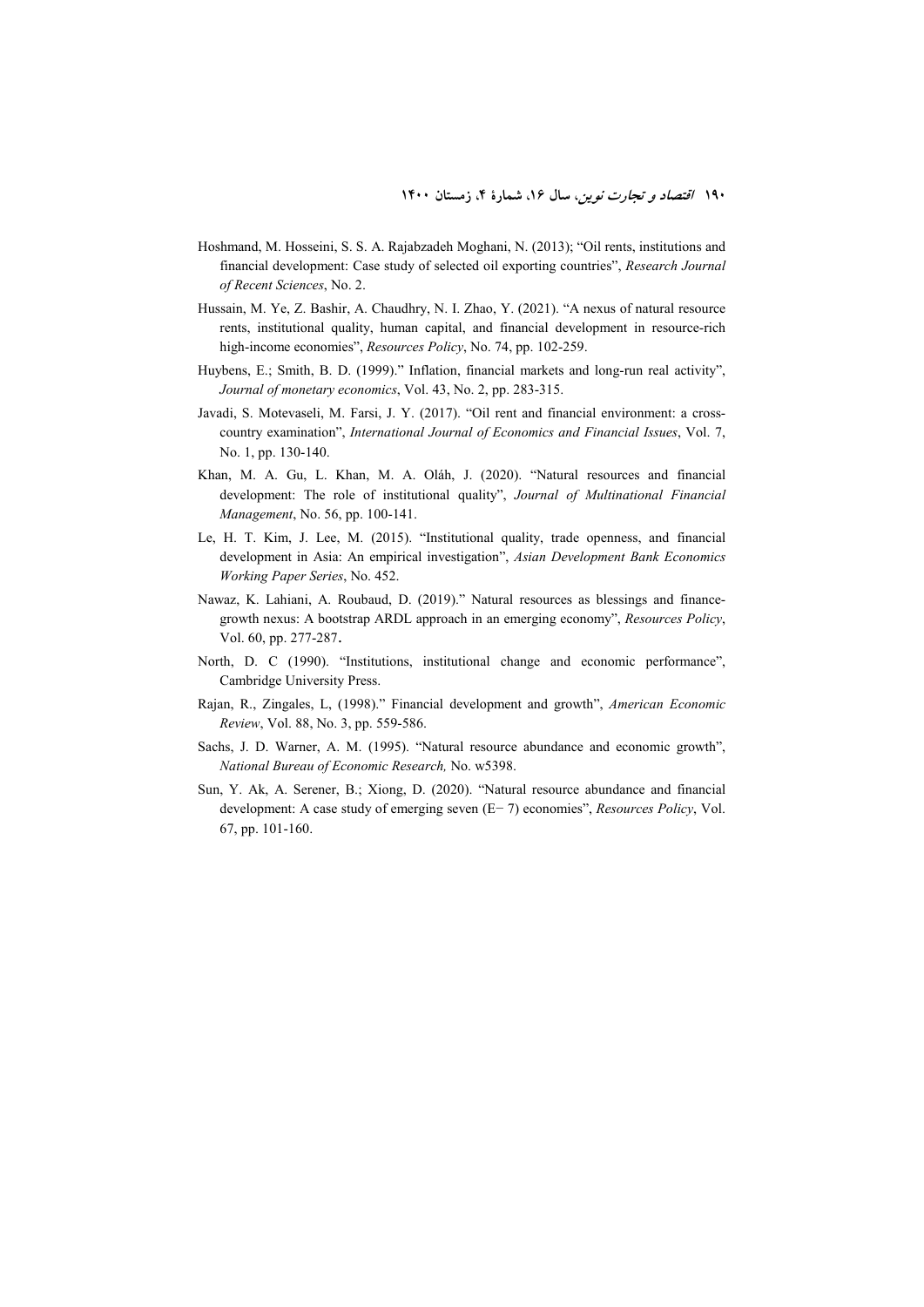Hoshmand, M. Hosseini, S. S. A. Rajabzadeh Moghani, N. (2013); "Oil rents, institutions and financial development: Case study of selected oil exporting countries", *Research Journal of Recent Sciences*, No. 2.

Hussain, M. Ye, Z. Bashir, A. Chaudhry, N. I. Zhao, Y. (2021). "A nexus of natural resource rents, institutional quality, human capital, and financial development in resource-rich high-income economies", *Resources Policy*, No. 74, pp. 102-259.

Huybens, E.; Smith, B. D. (1999)." Inflation, financial markets and long-run real activity", *Journal of monetary economics*, Vol. 43, No. 2, pp. 283-315.

Javadi, S. Motevaseli, M. Farsi, J. Y. (2017). "Oil rent and financial environment: a cross-country examination", *International Journal of Economics and Financial Issues*, Vol. 7, No. 1, pp. 130-140.

Khan, M. A. Gu, L. Khan, M. A. Oláh, J. (2020). "Natural resources and financial development: The role of institutional quality", *Journal of Multinational Financial Management*, No. 56, pp. 100-141.

Le, H. T. Kim, J. Lee, M. (2015). "Institutional quality, trade openness, and financial development in Asia: An empirical investigation", *Asian Development Bank Economics Working Paper Series*, No. 452.

Nawaz, K. Lahiani, A. Roubaud, D. (2019)." Natural resources as blessings and finance-growth nexus: A bootstrap ARDL approach in an emerging economy", *Resources Policy*, Vol. 60, pp. 277-287.

North, D. C (1990). "Institutions, institutional change and economic performance", Cambridge University Press.

Rajan, R., Zingales, L, (1998)." Financial development and growth", *American Economic Review*, Vol. 88, No. 3, pp. 559-586.

Sachs, J. D. Warner, A. M. (1995). "Natural resource abundance and economic growth", *National Bureau of Economic Research,* No. w5398.

Sun, Y. Ak, A. Serener, B.; Xiong, D. (2020). "Natural resource abundance and financial development: A case study of emerging seven (E− 7) economies", *Resources Policy*, Vol. 67, pp. 101-160.